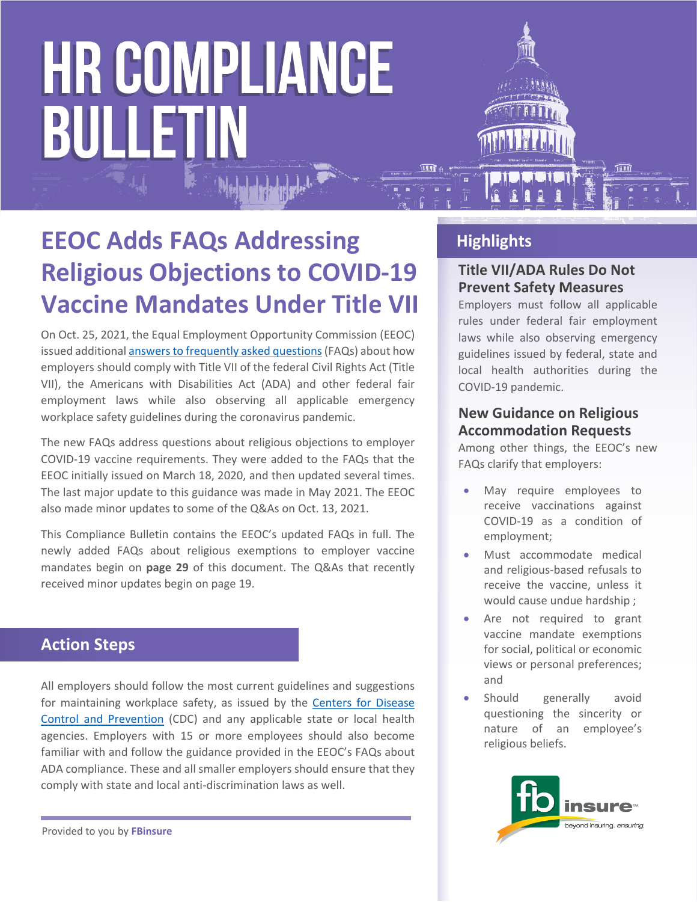# HR COMPLIANCE BULLETIN

## EEOC Adds FAQs Addressing Religious Objections to COVID-19 Vaccine Mandates Under Title VII

On Oct. 25, 2021, the Equal Employment Opportunity Commission (EEOC) issued additional answers to frequently asked questions (FAQs) about how employers should comply with Title VII of the federal Civil Rights Act (Title VII), the Americans with Disabilities Act (ADA) and other federal fair employment laws while also observing all applicable emergency workplace safety guidelines during the coronavirus pandemic.

The new FAQs address questions about religious objections to employer COVID-19 vaccine requirements. They were added to the FAQs that the EEOC initially issued on March 18, 2020, and then updated several times. The last major update to this guidance was made in May 2021. The EEOC also made minor updates to some of the Q&As on Oct. 13, 2021.

This Compliance Bulletin contains the EEOC's updated FAQs in full. The newly added FAQs about religious exemptions to employer vaccine mandates begin on **page 29** of this document. The Q&As that recently received minor updates begin on page 19.

### Action Steps

All employers should follow the most current guidelines and suggestions for maintaining workplace safety, as issued by the Centers for Disease Control and Prevention (CDC) and any applicable state or local health agencies. Employers with 15 or more employees should also become familiar with and follow the guidance provided in the EEOC's FAQs about ADA compliance. These and all smaller employers should ensure that they comply with state and local anti-discrimination laws as well.

Provided to you by **FBinsure**

### Highlights

#### Title VII/ADA Rules Do Not Prevent Safety Measures

Employers must follow all applicable rules under federal fair employment laws while also observing emergency guidelines issued by federal, state and local health authorities during the COVID-19 pandemic.

#### New Guidance on Religious Accommodation Requests

Among other things, the EEOC's new FAQs clarify that employers:

- May require employees to receive vaccinations against COVID-19 as a condition of employment;
- Must accommodate medical and religious-based refusals to receive the vaccine, unless it would cause undue hardship ;
- Are not required to grant vaccine mandate exemptions for social, political or economic views or personal preferences; and
- Should generally avoid questioning the sincerity or nature of an employee's religious beliefs.

fb insure
beyond insuring. ensuring.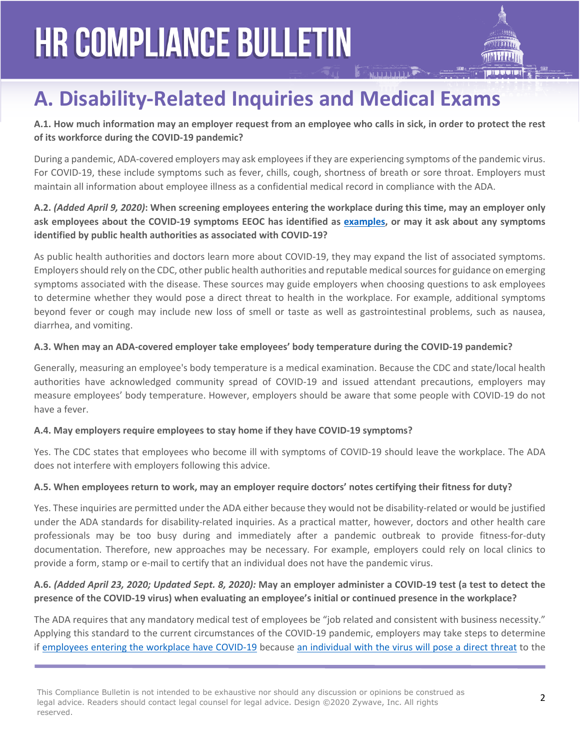## A. Disability-Related Inquiries and Medical Exams

**A.1. How much information may an employer request from an employee who calls in sick, in order to protect the rest of its workforce during the COVID-19 pandemic?**

During a pandemic, ADA-covered employers may ask employees if they are experiencing symptoms of the pandemic virus. For COVID-19, these include symptoms such as fever, chills, cough, shortness of breath or sore throat. Employers must maintain all information about employee illness as a confidential medical record in compliance with the ADA.

**A.2. *(Added April 9, 2020)*: When screening employees entering the workplace during this time, may an employer only ask employees about the COVID-19 symptoms EEOC has identified as examples, or may it ask about any symptoms identified by public health authorities as associated with COVID-19?**

As public health authorities and doctors learn more about COVID-19, they may expand the list of associated symptoms. Employers should rely on the CDC, other public health authorities and reputable medical sources for guidance on emerging symptoms associated with the disease. These sources may guide employers when choosing questions to ask employees to determine whether they would pose a direct threat to health in the workplace. For example, additional symptoms beyond fever or cough may include new loss of smell or taste as well as gastrointestinal problems, such as nausea, diarrhea, and vomiting.

**A.3. When may an ADA-covered employer take employees' body temperature during the COVID-19 pandemic?**

Generally, measuring an employee's body temperature is a medical examination. Because the CDC and state/local health authorities have acknowledged community spread of COVID-19 and issued attendant precautions, employers may measure employees' body temperature. However, employers should be aware that some people with COVID-19 do not have a fever.

**A.4. May employers require employees to stay home if they have COVID-19 symptoms?**

Yes. The CDC states that employees who become ill with symptoms of COVID-19 should leave the workplace. The ADA does not interfere with employers following this advice.

**A.5. When employees return to work, may an employer require doctors' notes certifying their fitness for duty?**

Yes. These inquiries are permitted under the ADA either because they would not be disability-related or would be justified under the ADA standards for disability-related inquiries. As a practical matter, however, doctors and other health care professionals may be too busy during and immediately after a pandemic outbreak to provide fitness-for-duty documentation. Therefore, new approaches may be necessary. For example, employers could rely on local clinics to provide a form, stamp or e-mail to certify that an individual does not have the pandemic virus.

**A.6. *(Added April 23, 2020; Updated Sept. 8, 2020)*: May an employer administer a COVID-19 test (a test to detect the presence of the COVID-19 virus) when evaluating an employee's initial or continued presence in the workplace?**

The ADA requires that any mandatory medical test of employees be "job related and consistent with business necessity." Applying this standard to the current circumstances of the COVID-19 pandemic, employers may take steps to determine if employees entering the workplace have COVID-19 because an individual with the virus will pose a direct threat to the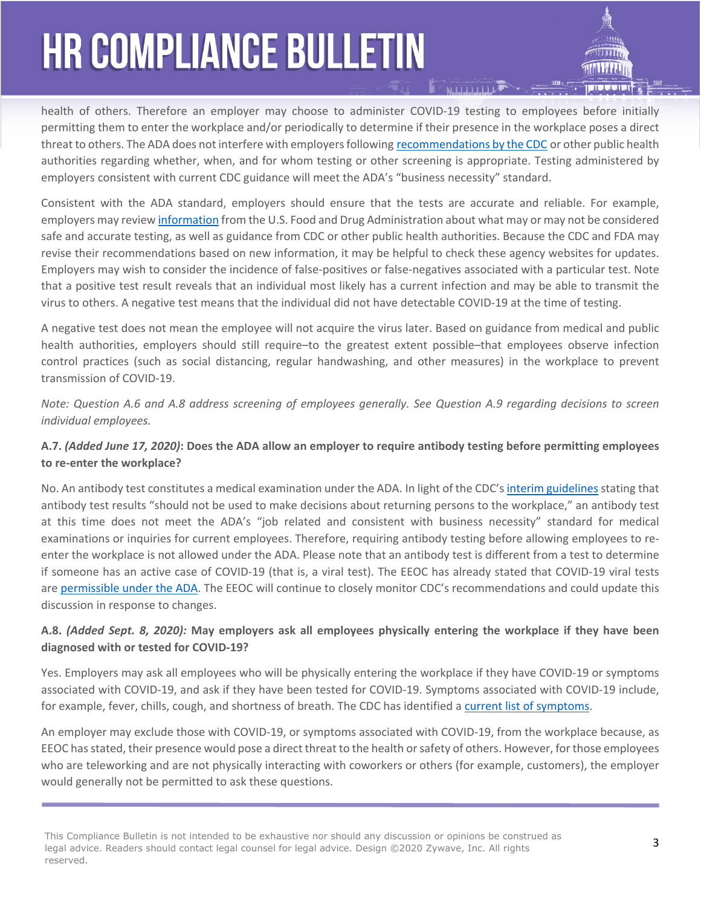health of others. Therefore an employer may choose to administer COVID-19 testing to employees before initially permitting them to enter the workplace and/or periodically to determine if their presence in the workplace poses a direct threat to others. The ADA does not interfere with employers following recommendations by the CDC or other public health authorities regarding whether, when, and for whom testing or other screening is appropriate. Testing administered by employers consistent with current CDC guidance will meet the ADA's "business necessity" standard.

Consistent with the ADA standard, employers should ensure that the tests are accurate and reliable. For example, employers may review information from the U.S. Food and Drug Administration about what may or may not be considered safe and accurate testing, as well as guidance from CDC or other public health authorities. Because the CDC and FDA may revise their recommendations based on new information, it may be helpful to check these agency websites for updates. Employers may wish to consider the incidence of false-positives or false-negatives associated with a particular test. Note that a positive test result reveals that an individual most likely has a current infection and may be able to transmit the virus to others. A negative test means that the individual did not have detectable COVID-19 at the time of testing.

A negative test does not mean the employee will not acquire the virus later. Based on guidance from medical and public health authorities, employers should still require–to the greatest extent possible–that employees observe infection control practices (such as social distancing, regular handwashing, and other measures) in the workplace to prevent transmission of COVID-19.

*Note: Question A.6 and A.8 address screening of employees generally. See Question A.9 regarding decisions to screen individual employees.*

**A.7. *(Added June 17, 2020)*: Does the ADA allow an employer to require antibody testing before permitting employees to re-enter the workplace?**

No. An antibody test constitutes a medical examination under the ADA. In light of the CDC's interim guidelines stating that antibody test results "should not be used to make decisions about returning persons to the workplace," an antibody test at this time does not meet the ADA's "job related and consistent with business necessity" standard for medical examinations or inquiries for current employees. Therefore, requiring antibody testing before allowing employees to re-enter the workplace is not allowed under the ADA. Please note that an antibody test is different from a test to determine if someone has an active case of COVID-19 (that is, a viral test). The EEOC has already stated that COVID-19 viral tests are permissible under the ADA. The EEOC will continue to closely monitor CDC's recommendations and could update this discussion in response to changes.

**A.8. *(Added Sept. 8, 2020):* May employers ask all employees physically entering the workplace if they have been diagnosed with or tested for COVID-19?**

Yes. Employers may ask all employees who will be physically entering the workplace if they have COVID-19 or symptoms associated with COVID-19, and ask if they have been tested for COVID-19. Symptoms associated with COVID-19 include, for example, fever, chills, cough, and shortness of breath. The CDC has identified a current list of symptoms.

An employer may exclude those with COVID-19, or symptoms associated with COVID-19, from the workplace because, as EEOC has stated, their presence would pose a direct threat to the health or safety of others. However, for those employees who are teleworking and are not physically interacting with coworkers or others (for example, customers), the employer would generally not be permitted to ask these questions.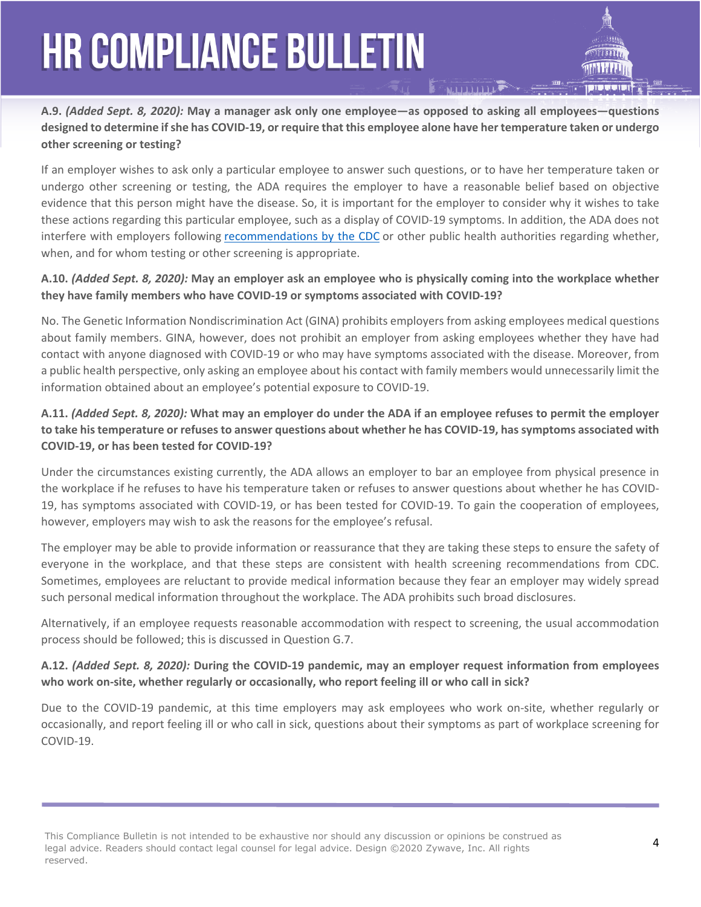**A.9. *(Added Sept. 8, 2020):* May a manager ask only one employee—as opposed to asking all employees—questions designed to determine if she has COVID-19, or require that this employee alone have her temperature taken or undergo other screening or testing?**

If an employer wishes to ask only a particular employee to answer such questions, or to have her temperature taken or undergo other screening or testing, the ADA requires the employer to have a reasonable belief based on objective evidence that this person might have the disease. So, it is important for the employer to consider why it wishes to take these actions regarding this particular employee, such as a display of COVID-19 symptoms. In addition, the ADA does not interfere with employers following recommendations by the CDC or other public health authorities regarding whether, when, and for whom testing or other screening is appropriate.

**A.10. *(Added Sept. 8, 2020):* May an employer ask an employee who is physically coming into the workplace whether they have family members who have COVID-19 or symptoms associated with COVID-19?**

No. The Genetic Information Nondiscrimination Act (GINA) prohibits employers from asking employees medical questions about family members. GINA, however, does not prohibit an employer from asking employees whether they have had contact with anyone diagnosed with COVID-19 or who may have symptoms associated with the disease. Moreover, from a public health perspective, only asking an employee about his contact with family members would unnecessarily limit the information obtained about an employee's potential exposure to COVID-19.

**A.11. *(Added Sept. 8, 2020):* What may an employer do under the ADA if an employee refuses to permit the employer to take his temperature or refuses to answer questions about whether he has COVID-19, has symptoms associated with COVID-19, or has been tested for COVID-19?**

Under the circumstances existing currently, the ADA allows an employer to bar an employee from physical presence in the workplace if he refuses to have his temperature taken or refuses to answer questions about whether he has COVID-19, has symptoms associated with COVID-19, or has been tested for COVID-19. To gain the cooperation of employees, however, employers may wish to ask the reasons for the employee's refusal.

The employer may be able to provide information or reassurance that they are taking these steps to ensure the safety of everyone in the workplace, and that these steps are consistent with health screening recommendations from CDC. Sometimes, employees are reluctant to provide medical information because they fear an employer may widely spread such personal medical information throughout the workplace. The ADA prohibits such broad disclosures.

Alternatively, if an employee requests reasonable accommodation with respect to screening, the usual accommodation process should be followed; this is discussed in Question G.7.

**A.12. *(Added Sept. 8, 2020):* During the COVID-19 pandemic, may an employer request information from employees who work on-site, whether regularly or occasionally, who report feeling ill or who call in sick?**

Due to the COVID-19 pandemic, at this time employers may ask employees who work on-site, whether regularly or occasionally, and report feeling ill or who call in sick, questions about their symptoms as part of workplace screening for COVID-19.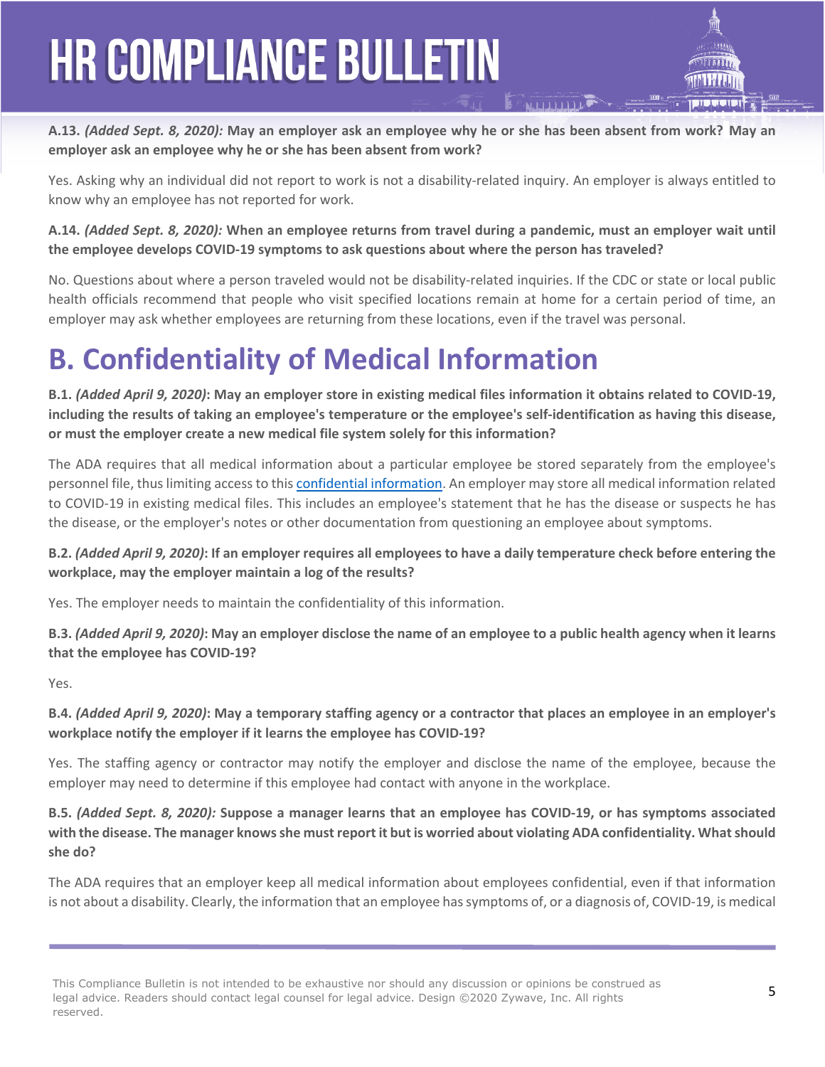**A.13.** ***(Added Sept. 8, 2020):*** **May an employer ask an employee why he or she has been absent from work? May an employer ask an employee why he or she has been absent from work?**

Yes. Asking why an individual did not report to work is not a disability-related inquiry. An employer is always entitled to know why an employee has not reported for work.

**A.14.** ***(Added Sept. 8, 2020):*** **When an employee returns from travel during a pandemic, must an employer wait until the employee develops COVID-19 symptoms to ask questions about where the person has traveled?**

No. Questions about where a person traveled would not be disability-related inquiries. If the CDC or state or local public health officials recommend that people who visit specified locations remain at home for a certain period of time, an employer may ask whether employees are returning from these locations, even if the travel was personal.

# B. Confidentiality of Medical Information

**B.1.** ***(Added April 9, 2020)*****: May an employer store in existing medical files information it obtains related to COVID-19, including the results of taking an employee's temperature or the employee's self-identification as having this disease, or must the employer create a new medical file system solely for this information?**

The ADA requires that all medical information about a particular employee be stored separately from the employee's personnel file, thus limiting access to this confidential information. An employer may store all medical information related to COVID-19 in existing medical files. This includes an employee's statement that he has the disease or suspects he has the disease, or the employer's notes or other documentation from questioning an employee about symptoms.

**B.2.** ***(Added April 9, 2020)*****: If an employer requires all employees to have a daily temperature check before entering the workplace, may the employer maintain a log of the results?**

Yes. The employer needs to maintain the confidentiality of this information.

**B.3.** ***(Added April 9, 2020)*****: May an employer disclose the name of an employee to a public health agency when it learns that the employee has COVID-19?**

Yes.

**B.4.** ***(Added April 9, 2020)*****: May a temporary staffing agency or a contractor that places an employee in an employer's workplace notify the employer if it learns the employee has COVID-19?**

Yes. The staffing agency or contractor may notify the employer and disclose the name of the employee, because the employer may need to determine if this employee had contact with anyone in the workplace.

**B.5.** ***(Added Sept. 8, 2020):*** **Suppose a manager learns that an employee has COVID-19, or has symptoms associated with the disease. The manager knows she must report it but is worried about violating ADA confidentiality. What should she do?**

The ADA requires that an employer keep all medical information about employees confidential, even if that information is not about a disability. Clearly, the information that an employee has symptoms of, or a diagnosis of, COVID-19, is medical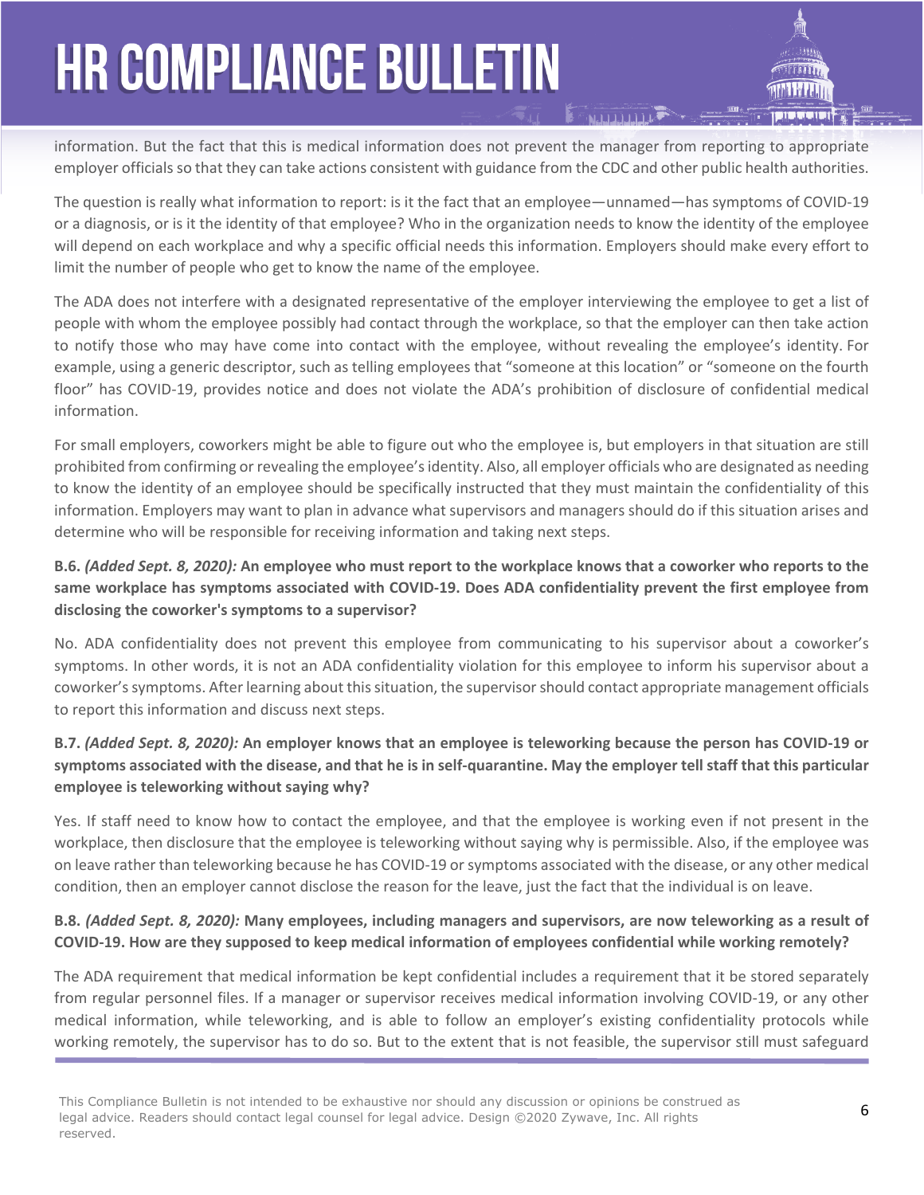information. But the fact that this is medical information does not prevent the manager from reporting to appropriate employer officials so that they can take actions consistent with guidance from the CDC and other public health authorities.

The question is really what information to report: is it the fact that an employee—unnamed—has symptoms of COVID-19 or a diagnosis, or is it the identity of that employee? Who in the organization needs to know the identity of the employee will depend on each workplace and why a specific official needs this information. Employers should make every effort to limit the number of people who get to know the name of the employee.

The ADA does not interfere with a designated representative of the employer interviewing the employee to get a list of people with whom the employee possibly had contact through the workplace, so that the employer can then take action to notify those who may have come into contact with the employee, without revealing the employee's identity. For example, using a generic descriptor, such as telling employees that "someone at this location" or "someone on the fourth floor" has COVID-19, provides notice and does not violate the ADA's prohibition of disclosure of confidential medical information.

For small employers, coworkers might be able to figure out who the employee is, but employers in that situation are still prohibited from confirming or revealing the employee's identity. Also, all employer officials who are designated as needing to know the identity of an employee should be specifically instructed that they must maintain the confidentiality of this information. Employers may want to plan in advance what supervisors and managers should do if this situation arises and determine who will be responsible for receiving information and taking next steps.

**B.6. *(Added Sept. 8, 2020):* An employee who must report to the workplace knows that a coworker who reports to the same workplace has symptoms associated with COVID-19. Does ADA confidentiality prevent the first employee from disclosing the coworker's symptoms to a supervisor?**

No. ADA confidentiality does not prevent this employee from communicating to his supervisor about a coworker's symptoms. In other words, it is not an ADA confidentiality violation for this employee to inform his supervisor about a coworker's symptoms. After learning about this situation, the supervisor should contact appropriate management officials to report this information and discuss next steps.

**B.7. *(Added Sept. 8, 2020):* An employer knows that an employee is teleworking because the person has COVID-19 or symptoms associated with the disease, and that he is in self-quarantine. May the employer tell staff that this particular employee is teleworking without saying why?**

Yes. If staff need to know how to contact the employee, and that the employee is working even if not present in the workplace, then disclosure that the employee is teleworking without saying why is permissible. Also, if the employee was on leave rather than teleworking because he has COVID-19 or symptoms associated with the disease, or any other medical condition, then an employer cannot disclose the reason for the leave, just the fact that the individual is on leave.

**B.8. *(Added Sept. 8, 2020):* Many employees, including managers and supervisors, are now teleworking as a result of COVID-19. How are they supposed to keep medical information of employees confidential while working remotely?**

The ADA requirement that medical information be kept confidential includes a requirement that it be stored separately from regular personnel files. If a manager or supervisor receives medical information involving COVID-19, or any other medical information, while teleworking, and is able to follow an employer's existing confidentiality protocols while working remotely, the supervisor has to do so. But to the extent that is not feasible, the supervisor still must safeguard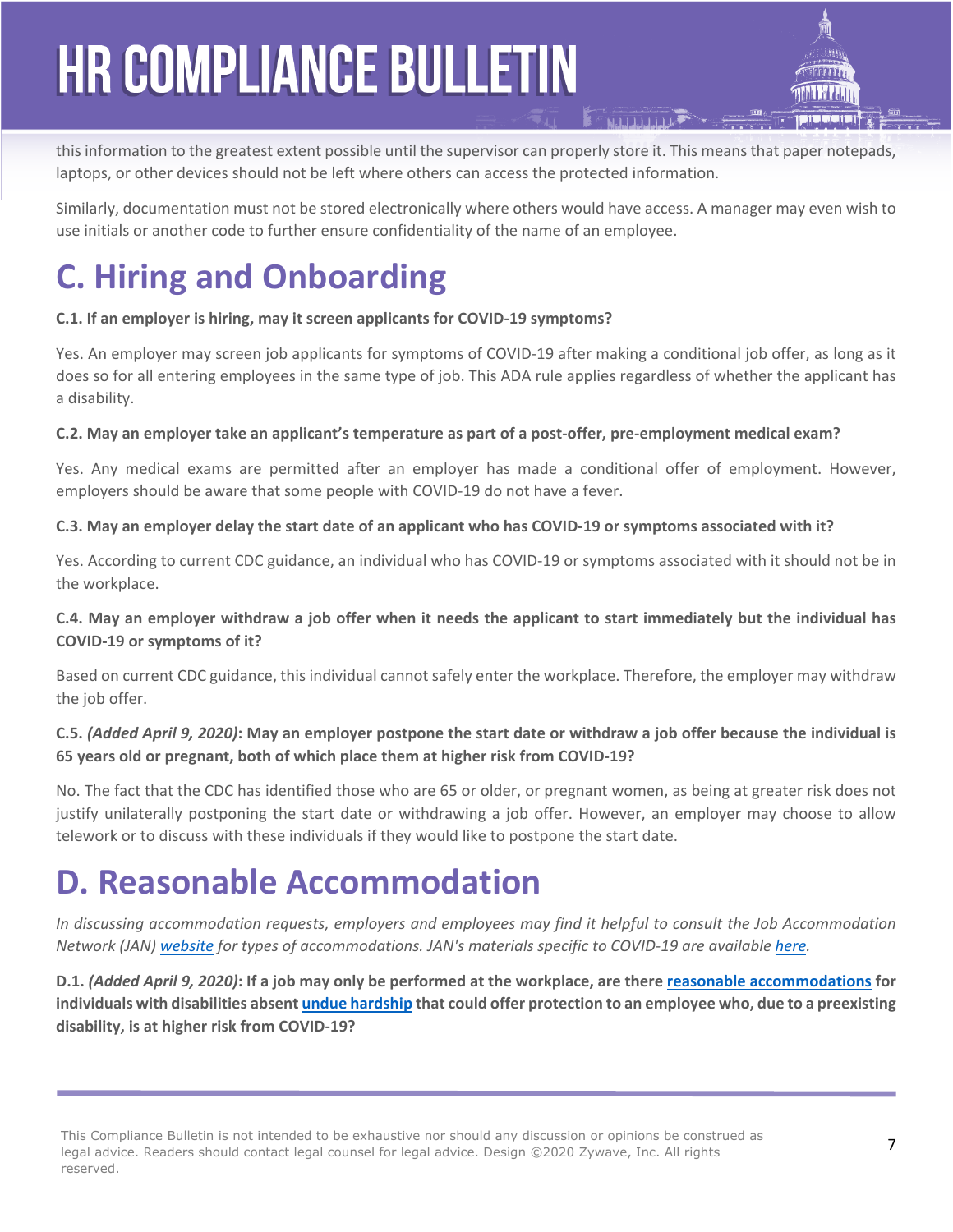this information to the greatest extent possible until the supervisor can properly store it. This means that paper notepads, laptops, or other devices should not be left where others can access the protected information.

Similarly, documentation must not be stored electronically where others would have access. A manager may even wish to use initials or another code to further ensure confidentiality of the name of an employee.

# C. Hiring and Onboarding

**C.1. If an employer is hiring, may it screen applicants for COVID-19 symptoms?**

Yes. An employer may screen job applicants for symptoms of COVID-19 after making a conditional job offer, as long as it does so for all entering employees in the same type of job. This ADA rule applies regardless of whether the applicant has a disability.

**C.2. May an employer take an applicant's temperature as part of a post-offer, pre-employment medical exam?**

Yes. Any medical exams are permitted after an employer has made a conditional offer of employment. However, employers should be aware that some people with COVID-19 do not have a fever.

**C.3. May an employer delay the start date of an applicant who has COVID-19 or symptoms associated with it?**

Yes. According to current CDC guidance, an individual who has COVID-19 or symptoms associated with it should not be in the workplace.

**C.4. May an employer withdraw a job offer when it needs the applicant to start immediately but the individual has COVID-19 or symptoms of it?**

Based on current CDC guidance, this individual cannot safely enter the workplace. Therefore, the employer may withdraw the job offer.

**C.5. *(Added April 9, 2020)*: May an employer postpone the start date or withdraw a job offer because the individual is 65 years old or pregnant, both of which place them at higher risk from COVID-19?**

No. The fact that the CDC has identified those who are 65 or older, or pregnant women, as being at greater risk does not justify unilaterally postponing the start date or withdrawing a job offer. However, an employer may choose to allow telework or to discuss with these individuals if they would like to postpone the start date.

# D. Reasonable Accommodation

*In discussing accommodation requests, employers and employees may find it helpful to consult the Job Accommodation Network (JAN) website for types of accommodations. JAN's materials specific to COVID-19 are available here.*

**D.1. *(Added April 9, 2020)*: If a job may only be performed at the workplace, are there reasonable accommodations for individuals with disabilities absent undue hardship that could offer protection to an employee who, due to a preexisting disability, is at higher risk from COVID-19?**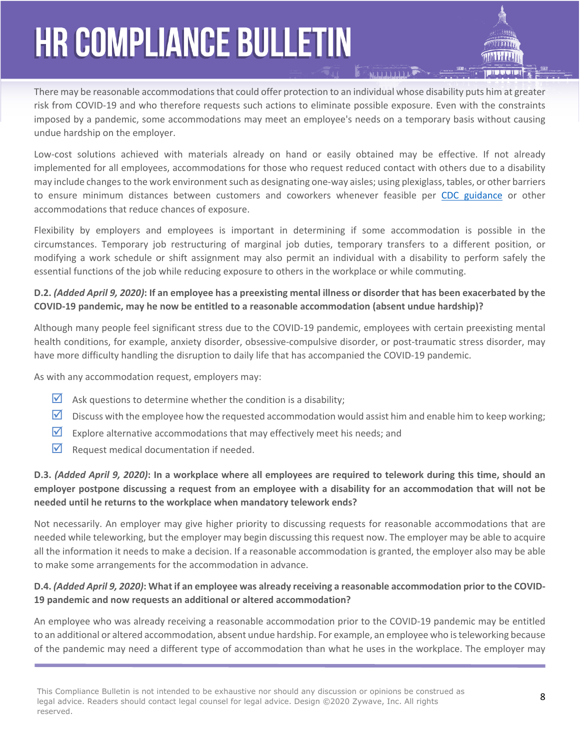There may be reasonable accommodations that could offer protection to an individual whose disability puts him at greater risk from COVID-19 and who therefore requests such actions to eliminate possible exposure. Even with the constraints imposed by a pandemic, some accommodations may meet an employee's needs on a temporary basis without causing undue hardship on the employer.

Low-cost solutions achieved with materials already on hand or easily obtained may be effective. If not already implemented for all employees, accommodations for those who request reduced contact with others due to a disability may include changes to the work environment such as designating one-way aisles; using plexiglass, tables, or other barriers to ensure minimum distances between customers and coworkers whenever feasible per [CDC guidance] or other accommodations that reduce chances of exposure.

Flexibility by employers and employees is important in determining if some accommodation is possible in the circumstances. Temporary job restructuring of marginal job duties, temporary transfers to a different position, or modifying a work schedule or shift assignment may also permit an individual with a disability to perform safely the essential functions of the job while reducing exposure to others in the workplace or while commuting.

**D.2.** ***(Added April 9, 2020)*****: If an employee has a preexisting mental illness or disorder that has been exacerbated by the COVID-19 pandemic, may he now be entitled to a reasonable accommodation (absent undue hardship)?**

Although many people feel significant stress due to the COVID-19 pandemic, employees with certain preexisting mental health conditions, for example, anxiety disorder, obsessive-compulsive disorder, or post-traumatic stress disorder, may have more difficulty handling the disruption to daily life that has accompanied the COVID-19 pandemic.

As with any accommodation request, employers may:

- Ask questions to determine whether the condition is a disability;
- Discuss with the employee how the requested accommodation would assist him and enable him to keep working;
- Explore alternative accommodations that may effectively meet his needs; and
- Request medical documentation if needed.

**D.3.** ***(Added April 9, 2020)*****: In a workplace where all employees are required to telework during this time, should an employer postpone discussing a request from an employee with a disability for an accommodation that will not be needed until he returns to the workplace when mandatory telework ends?**

Not necessarily. An employer may give higher priority to discussing requests for reasonable accommodations that are needed while teleworking, but the employer may begin discussing this request now. The employer may be able to acquire all the information it needs to make a decision. If a reasonable accommodation is granted, the employer also may be able to make some arrangements for the accommodation in advance.

**D.4.** ***(Added April 9, 2020)*****: What if an employee was already receiving a reasonable accommodation prior to the COVID-19 pandemic and now requests an additional or altered accommodation?**

An employee who was already receiving a reasonable accommodation prior to the COVID-19 pandemic may be entitled to an additional or altered accommodation, absent undue hardship. For example, an employee who is teleworking because of the pandemic may need a different type of accommodation than what he uses in the workplace. The employer may

This Compliance Bulletin is not intended to be exhaustive nor should any discussion or opinions be construed as legal advice. Readers should contact legal counsel for legal advice. Design ©2020 Zywave, Inc. All rights reserved.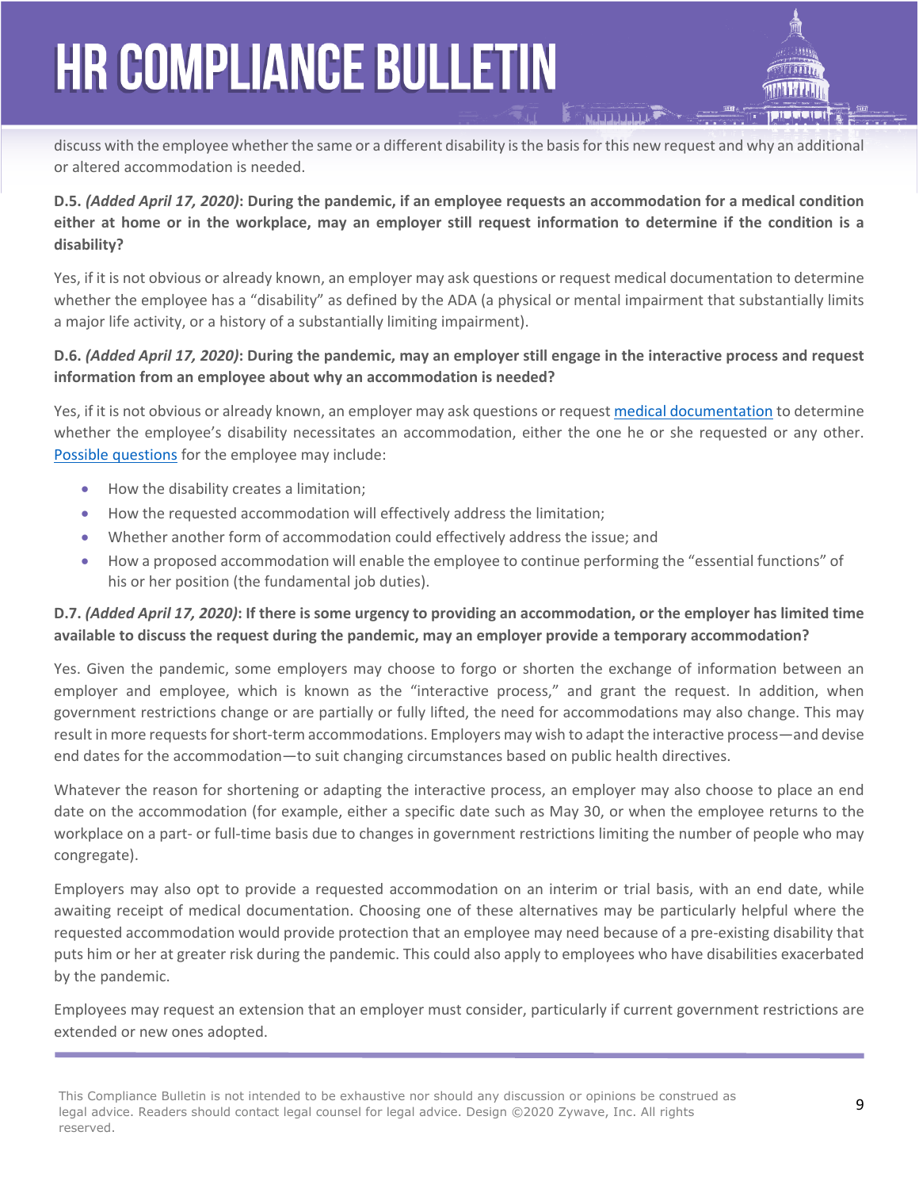discuss with the employee whether the same or a different disability is the basis for this new request and why an additional or altered accommodation is needed.

**D.5. *(Added April 17, 2020)*: During the pandemic, if an employee requests an accommodation for a medical condition either at home or in the workplace, may an employer still request information to determine if the condition is a disability?**

Yes, if it is not obvious or already known, an employer may ask questions or request medical documentation to determine whether the employee has a "disability" as defined by the ADA (a physical or mental impairment that substantially limits a major life activity, or a history of a substantially limiting impairment).

**D.6. *(Added April 17, 2020)*: During the pandemic, may an employer still engage in the interactive process and request information from an employee about why an accommodation is needed?**

Yes, if it is not obvious or already known, an employer may ask questions or request medical documentation to determine whether the employee's disability necessitates an accommodation, either the one he or she requested or any other. Possible questions for the employee may include:

- How the disability creates a limitation;
- How the requested accommodation will effectively address the limitation;
- Whether another form of accommodation could effectively address the issue; and
- How a proposed accommodation will enable the employee to continue performing the "essential functions" of his or her position (the fundamental job duties).

**D.7. *(Added April 17, 2020)*: If there is some urgency to providing an accommodation, or the employer has limited time available to discuss the request during the pandemic, may an employer provide a temporary accommodation?**

Yes. Given the pandemic, some employers may choose to forgo or shorten the exchange of information between an employer and employee, which is known as the "interactive process," and grant the request. In addition, when government restrictions change or are partially or fully lifted, the need for accommodations may also change. This may result in more requests for short-term accommodations. Employers may wish to adapt the interactive process—and devise end dates for the accommodation—to suit changing circumstances based on public health directives.

Whatever the reason for shortening or adapting the interactive process, an employer may also choose to place an end date on the accommodation (for example, either a specific date such as May 30, or when the employee returns to the workplace on a part- or full-time basis due to changes in government restrictions limiting the number of people who may congregate).

Employers may also opt to provide a requested accommodation on an interim or trial basis, with an end date, while awaiting receipt of medical documentation. Choosing one of these alternatives may be particularly helpful where the requested accommodation would provide protection that an employee may need because of a pre-existing disability that puts him or her at greater risk during the pandemic. This could also apply to employees who have disabilities exacerbated by the pandemic.

Employees may request an extension that an employer must consider, particularly if current government restrictions are extended or new ones adopted.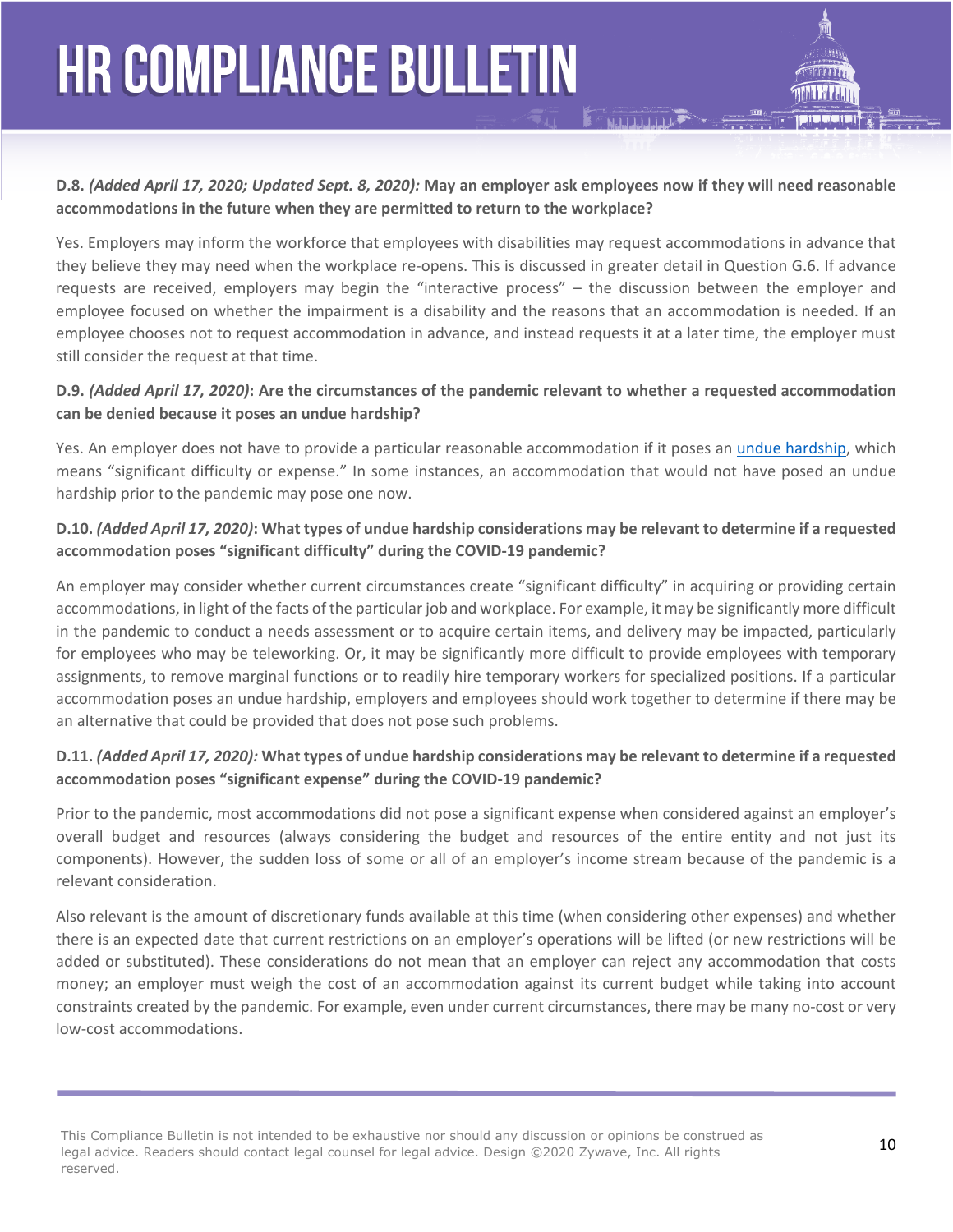**D.8.** ***(Added April 17, 2020; Updated Sept. 8, 2020):*** **May an employer ask employees now if they will need reasonable accommodations in the future when they are permitted to return to the workplace?**

Yes. Employers may inform the workforce that employees with disabilities may request accommodations in advance that they believe they may need when the workplace re-opens. This is discussed in greater detail in Question G.6. If advance requests are received, employers may begin the "interactive process" – the discussion between the employer and employee focused on whether the impairment is a disability and the reasons that an accommodation is needed. If an employee chooses not to request accommodation in advance, and instead requests it at a later time, the employer must still consider the request at that time.

**D.9.** ***(Added April 17, 2020)*****: Are the circumstances of the pandemic relevant to whether a requested accommodation can be denied because it poses an undue hardship?**

Yes. An employer does not have to provide a particular reasonable accommodation if it poses an undue hardship, which means "significant difficulty or expense." In some instances, an accommodation that would not have posed an undue hardship prior to the pandemic may pose one now.

**D.10.** ***(Added April 17, 2020)*****: What types of undue hardship considerations may be relevant to determine if a requested accommodation poses "significant difficulty" during the COVID-19 pandemic?**

An employer may consider whether current circumstances create "significant difficulty" in acquiring or providing certain accommodations, in light of the facts of the particular job and workplace. For example, it may be significantly more difficult in the pandemic to conduct a needs assessment or to acquire certain items, and delivery may be impacted, particularly for employees who may be teleworking. Or, it may be significantly more difficult to provide employees with temporary assignments, to remove marginal functions or to readily hire temporary workers for specialized positions. If a particular accommodation poses an undue hardship, employers and employees should work together to determine if there may be an alternative that could be provided that does not pose such problems.

**D.11.** ***(Added April 17, 2020):*** **What types of undue hardship considerations may be relevant to determine if a requested accommodation poses "significant expense" during the COVID-19 pandemic?**

Prior to the pandemic, most accommodations did not pose a significant expense when considered against an employer's overall budget and resources (always considering the budget and resources of the entire entity and not just its components). However, the sudden loss of some or all of an employer's income stream because of the pandemic is a relevant consideration.

Also relevant is the amount of discretionary funds available at this time (when considering other expenses) and whether there is an expected date that current restrictions on an employer's operations will be lifted (or new restrictions will be added or substituted). These considerations do not mean that an employer can reject any accommodation that costs money; an employer must weigh the cost of an accommodation against its current budget while taking into account constraints created by the pandemic. For example, even under current circumstances, there may be many no-cost or very low-cost accommodations.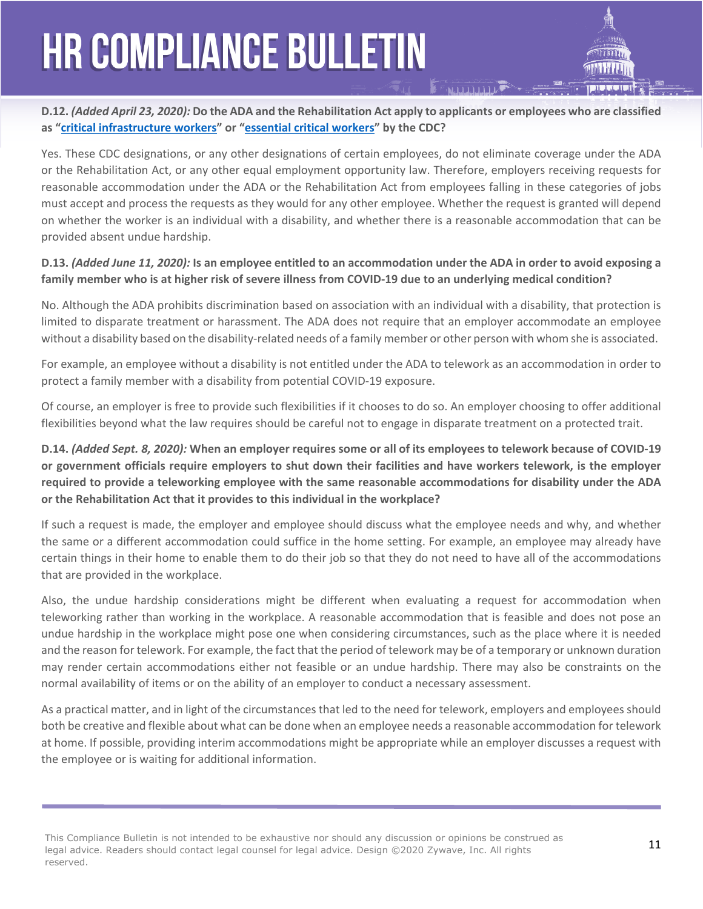**D.12.** ***(Added April 23, 2020):*** **Do the ADA and the Rehabilitation Act apply to applicants or employees who are classified as "critical infrastructure workers" or "essential critical workers" by the CDC?**

Yes. These CDC designations, or any other designations of certain employees, do not eliminate coverage under the ADA or the Rehabilitation Act, or any other equal employment opportunity law. Therefore, employers receiving requests for reasonable accommodation under the ADA or the Rehabilitation Act from employees falling in these categories of jobs must accept and process the requests as they would for any other employee. Whether the request is granted will depend on whether the worker is an individual with a disability, and whether there is a reasonable accommodation that can be provided absent undue hardship.

**D.13.** ***(Added June 11, 2020):*** **Is an employee entitled to an accommodation under the ADA in order to avoid exposing a family member who is at higher risk of severe illness from COVID-19 due to an underlying medical condition?**

No. Although the ADA prohibits discrimination based on association with an individual with a disability, that protection is limited to disparate treatment or harassment. The ADA does not require that an employer accommodate an employee without a disability based on the disability-related needs of a family member or other person with whom she is associated.

For example, an employee without a disability is not entitled under the ADA to telework as an accommodation in order to protect a family member with a disability from potential COVID-19 exposure.

Of course, an employer is free to provide such flexibilities if it chooses to do so. An employer choosing to offer additional flexibilities beyond what the law requires should be careful not to engage in disparate treatment on a protected trait.

**D.14.** ***(Added Sept. 8, 2020):*** **When an employer requires some or all of its employees to telework because of COVID-19 or government officials require employers to shut down their facilities and have workers telework, is the employer required to provide a teleworking employee with the same reasonable accommodations for disability under the ADA or the Rehabilitation Act that it provides to this individual in the workplace?**

If such a request is made, the employer and employee should discuss what the employee needs and why, and whether the same or a different accommodation could suffice in the home setting. For example, an employee may already have certain things in their home to enable them to do their job so that they do not need to have all of the accommodations that are provided in the workplace.

Also, the undue hardship considerations might be different when evaluating a request for accommodation when teleworking rather than working in the workplace. A reasonable accommodation that is feasible and does not pose an undue hardship in the workplace might pose one when considering circumstances, such as the place where it is needed and the reason for telework. For example, the fact that the period of telework may be of a temporary or unknown duration may render certain accommodations either not feasible or an undue hardship. There may also be constraints on the normal availability of items or on the ability of an employer to conduct a necessary assessment.

As a practical matter, and in light of the circumstances that led to the need for telework, employers and employees should both be creative and flexible about what can be done when an employee needs a reasonable accommodation for telework at home. If possible, providing interim accommodations might be appropriate while an employer discusses a request with the employee or is waiting for additional information.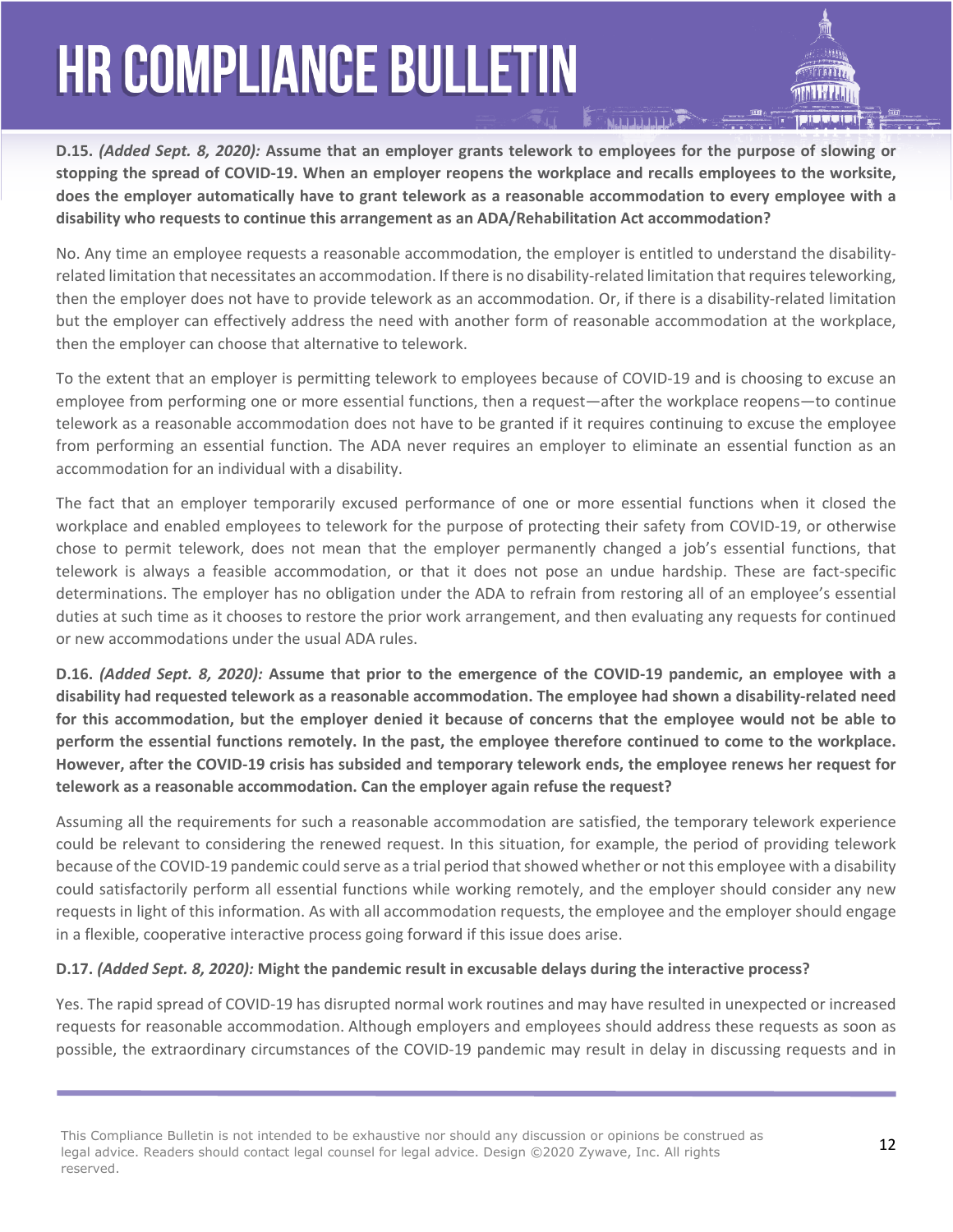**D.15.** ***(Added Sept. 8, 2020):*** **Assume that an employer grants telework to employees for the purpose of slowing or stopping the spread of COVID-19. When an employer reopens the workplace and recalls employees to the worksite, does the employer automatically have to grant telework as a reasonable accommodation to every employee with a disability who requests to continue this arrangement as an ADA/Rehabilitation Act accommodation?**

No. Any time an employee requests a reasonable accommodation, the employer is entitled to understand the disability-related limitation that necessitates an accommodation. If there is no disability-related limitation that requires teleworking, then the employer does not have to provide telework as an accommodation. Or, if there is a disability-related limitation but the employer can effectively address the need with another form of reasonable accommodation at the workplace, then the employer can choose that alternative to telework.

To the extent that an employer is permitting telework to employees because of COVID-19 and is choosing to excuse an employee from performing one or more essential functions, then a request—after the workplace reopens—to continue telework as a reasonable accommodation does not have to be granted if it requires continuing to excuse the employee from performing an essential function. The ADA never requires an employer to eliminate an essential function as an accommodation for an individual with a disability.

The fact that an employer temporarily excused performance of one or more essential functions when it closed the workplace and enabled employees to telework for the purpose of protecting their safety from COVID-19, or otherwise chose to permit telework, does not mean that the employer permanently changed a job's essential functions, that telework is always a feasible accommodation, or that it does not pose an undue hardship. These are fact-specific determinations. The employer has no obligation under the ADA to refrain from restoring all of an employee's essential duties at such time as it chooses to restore the prior work arrangement, and then evaluating any requests for continued or new accommodations under the usual ADA rules.

**D.16.** ***(Added Sept. 8, 2020):*** **Assume that prior to the emergence of the COVID-19 pandemic, an employee with a disability had requested telework as a reasonable accommodation. The employee had shown a disability-related need for this accommodation, but the employer denied it because of concerns that the employee would not be able to perform the essential functions remotely. In the past, the employee therefore continued to come to the workplace. However, after the COVID-19 crisis has subsided and temporary telework ends, the employee renews her request for telework as a reasonable accommodation. Can the employer again refuse the request?**

Assuming all the requirements for such a reasonable accommodation are satisfied, the temporary telework experience could be relevant to considering the renewed request. In this situation, for example, the period of providing telework because of the COVID-19 pandemic could serve as a trial period that showed whether or not this employee with a disability could satisfactorily perform all essential functions while working remotely, and the employer should consider any new requests in light of this information. As with all accommodation requests, the employee and the employer should engage in a flexible, cooperative interactive process going forward if this issue does arise.

**D.17.** ***(Added Sept. 8, 2020):*** **Might the pandemic result in excusable delays during the interactive process?**

Yes. The rapid spread of COVID-19 has disrupted normal work routines and may have resulted in unexpected or increased requests for reasonable accommodation. Although employers and employees should address these requests as soon as possible, the extraordinary circumstances of the COVID-19 pandemic may result in delay in discussing requests and in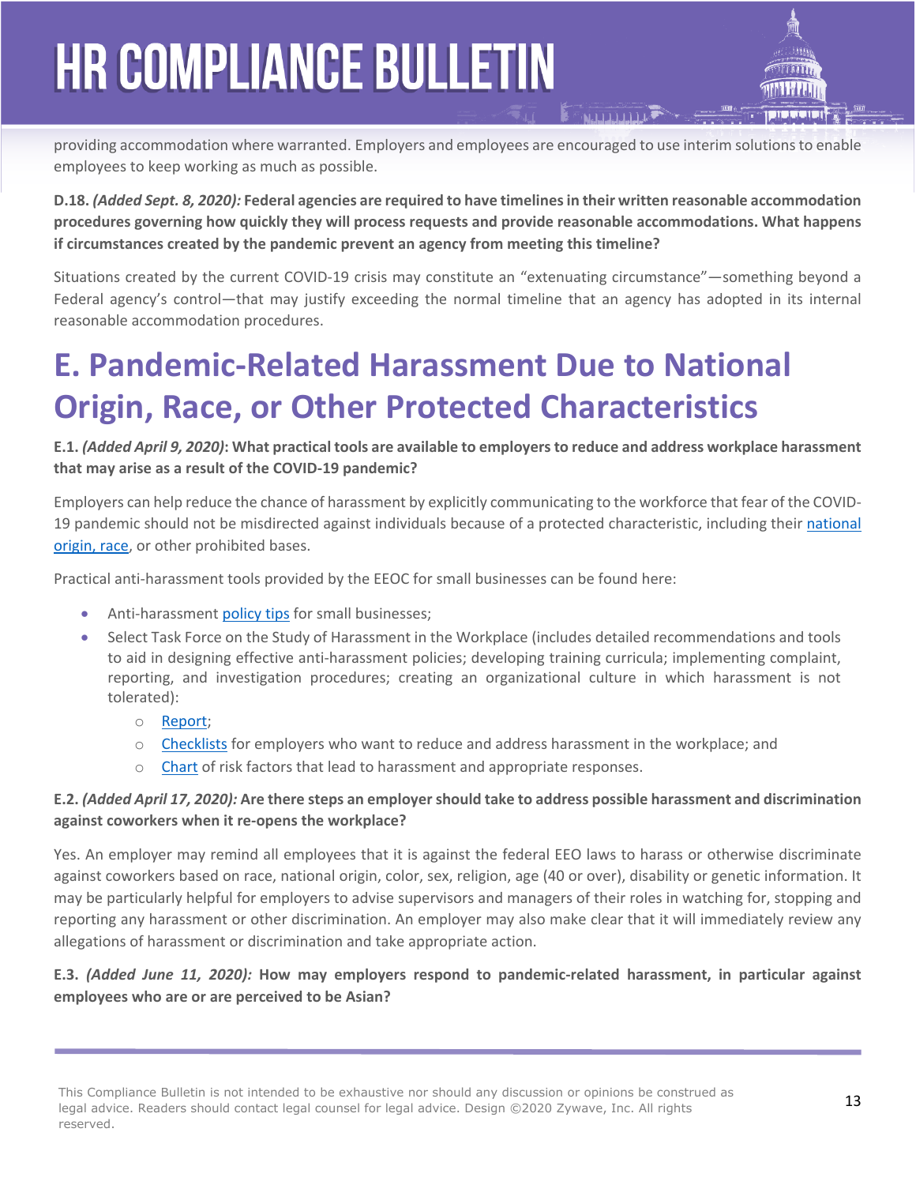providing accommodation where warranted. Employers and employees are encouraged to use interim solutions to enable employees to keep working as much as possible.

**D.18.** ***(Added Sept. 8, 2020):*** **Federal agencies are required to have timelines in their written reasonable accommodation procedures governing how quickly they will process requests and provide reasonable accommodations. What happens if circumstances created by the pandemic prevent an agency from meeting this timeline?**

Situations created by the current COVID-19 crisis may constitute an "extenuating circumstance"—something beyond a Federal agency's control—that may justify exceeding the normal timeline that an agency has adopted in its internal reasonable accommodation procedures.

# E. Pandemic-Related Harassment Due to National Origin, Race, or Other Protected Characteristics

**E.1.** ***(Added April 9, 2020)*****: What practical tools are available to employers to reduce and address workplace harassment that may arise as a result of the COVID-19 pandemic?**

Employers can help reduce the chance of harassment by explicitly communicating to the workforce that fear of the COVID-19 pandemic should not be misdirected against individuals because of a protected characteristic, including their national origin, race, or other prohibited bases.

Practical anti-harassment tools provided by the EEOC for small businesses can be found here:

- Anti-harassment policy tips for small businesses;
- Select Task Force on the Study of Harassment in the Workplace (includes detailed recommendations and tools to aid in designing effective anti-harassment policies; developing training curricula; implementing complaint, reporting, and investigation procedures; creating an organizational culture in which harassment is not tolerated):
    - Report;
    - Checklists for employers who want to reduce and address harassment in the workplace; and
    - Chart of risk factors that lead to harassment and appropriate responses.

**E.2.** ***(Added April 17, 2020):*** **Are there steps an employer should take to address possible harassment and discrimination against coworkers when it re-opens the workplace?**

Yes. An employer may remind all employees that it is against the federal EEO laws to harass or otherwise discriminate against coworkers based on race, national origin, color, sex, religion, age (40 or over), disability or genetic information. It may be particularly helpful for employers to advise supervisors and managers of their roles in watching for, stopping and reporting any harassment or other discrimination. An employer may also make clear that it will immediately review any allegations of harassment or discrimination and take appropriate action.

**E.3.** ***(Added June 11, 2020):*** **How may employers respond to pandemic-related harassment, in particular against employees who are or are perceived to be Asian?**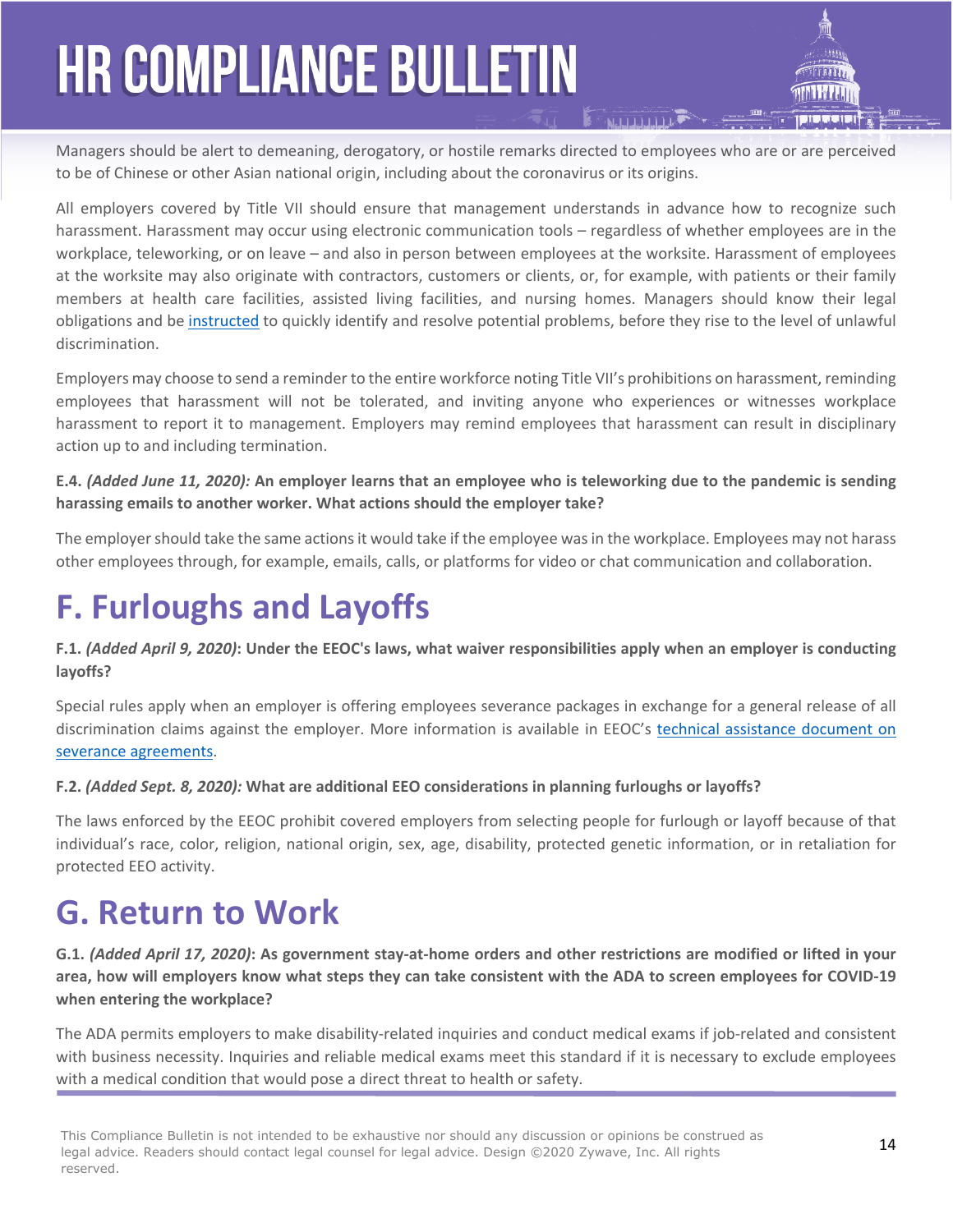Managers should be alert to demeaning, derogatory, or hostile remarks directed to employees who are or are perceived to be of Chinese or other Asian national origin, including about the coronavirus or its origins.

All employers covered by Title VII should ensure that management understands in advance how to recognize such harassment. Harassment may occur using electronic communication tools – regardless of whether employees are in the workplace, teleworking, or on leave – and also in person between employees at the worksite. Harassment of employees at the worksite may also originate with contractors, customers or clients, or, for example, with patients or their family members at health care facilities, assisted living facilities, and nursing homes. Managers should know their legal obligations and be [instructed](https://www.eeoc.gov/harassment-prevention-and-respectful-workplaces) to quickly identify and resolve potential problems, before they rise to the level of unlawful discrimination.

Employers may choose to send a reminder to the entire workforce noting Title VII's prohibitions on harassment, reminding employees that harassment will not be tolerated, and inviting anyone who experiences or witnesses workplace harassment to report it to management. Employers may remind employees that harassment can result in disciplinary action up to and including termination.

**E.4.** ***(Added June 11, 2020):*** **An employer learns that an employee who is teleworking due to the pandemic is sending harassing emails to another worker. What actions should the employer take?**

The employer should take the same actions it would take if the employee was in the workplace. Employees may not harass other employees through, for example, emails, calls, or platforms for video or chat communication and collaboration.

# F. Furloughs and Layoffs

**F.1.** ***(Added April 9, 2020)*****: Under the EEOC's laws, what waiver responsibilities apply when an employer is conducting layoffs?**

Special rules apply when an employer is offering employees severance packages in exchange for a general release of all discrimination claims against the employer. More information is available in EEOC's [technical assistance document on severance agreements](https://www.eeoc.gov/laws/guidance/understanding-waivers-discrimination-claims-employee-severance-agreements).

**F.2.** ***(Added Sept. 8, 2020):*** **What are additional EEO considerations in planning furloughs or layoffs?**

The laws enforced by the EEOC prohibit covered employers from selecting people for furlough or layoff because of that individual's race, color, religion, national origin, sex, age, disability, protected genetic information, or in retaliation for protected EEO activity.

# G. Return to Work

**G.1.** ***(Added April 17, 2020)*****: As government stay-at-home orders and other restrictions are modified or lifted in your area, how will employers know what steps they can take consistent with the ADA to screen employees for COVID-19 when entering the workplace?**

The ADA permits employers to make disability-related inquiries and conduct medical exams if job-related and consistent with business necessity. Inquiries and reliable medical exams meet this standard if it is necessary to exclude employees with a medical condition that would pose a direct threat to health or safety.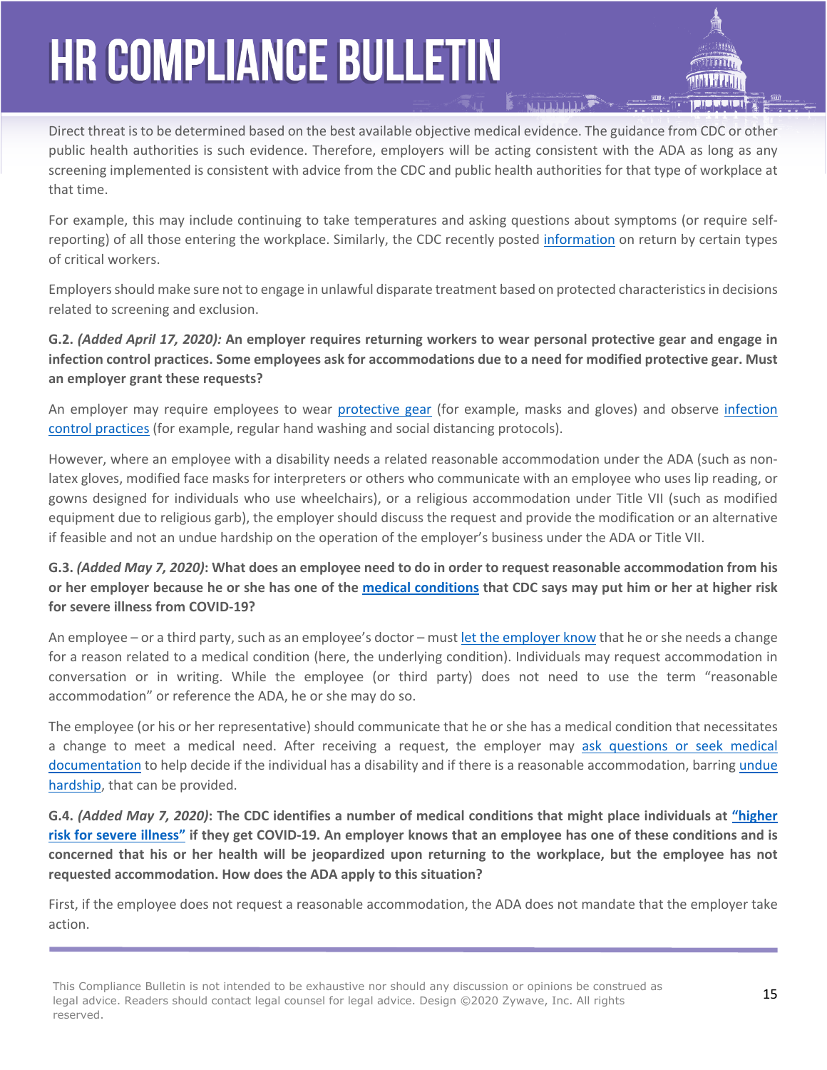Direct threat is to be determined based on the best available objective medical evidence. The guidance from CDC or other public health authorities is such evidence. Therefore, employers will be acting consistent with the ADA as long as any screening implemented is consistent with advice from the CDC and public health authorities for that type of workplace at that time.

For example, this may include continuing to take temperatures and asking questions about symptoms (or require self-reporting) of all those entering the workplace. Similarly, the CDC recently posted information on return by certain types of critical workers.

Employers should make sure not to engage in unlawful disparate treatment based on protected characteristics in decisions related to screening and exclusion.

**G.2. *(Added April 17, 2020):* An employer requires returning workers to wear personal protective gear and engage in infection control practices. Some employees ask for accommodations due to a need for modified protective gear. Must an employer grant these requests?**

An employer may require employees to wear protective gear (for example, masks and gloves) and observe infection control practices (for example, regular hand washing and social distancing protocols).

However, where an employee with a disability needs a related reasonable accommodation under the ADA (such as non-latex gloves, modified face masks for interpreters or others who communicate with an employee who uses lip reading, or gowns designed for individuals who use wheelchairs), or a religious accommodation under Title VII (such as modified equipment due to religious garb), the employer should discuss the request and provide the modification or an alternative if feasible and not an undue hardship on the operation of the employer's business under the ADA or Title VII.

**G.3. *(Added May 7, 2020)*: What does an employee need to do in order to request reasonable accommodation from his or her employer because he or she has one of the medical conditions that CDC says may put him or her at higher risk for severe illness from COVID-19?**

An employee – or a third party, such as an employee's doctor – must let the employer know that he or she needs a change for a reason related to a medical condition (here, the underlying condition). Individuals may request accommodation in conversation or in writing. While the employee (or third party) does not need to use the term "reasonable accommodation" or reference the ADA, he or she may do so.

The employee (or his or her representative) should communicate that he or she has a medical condition that necessitates a change to meet a medical need. After receiving a request, the employer may ask questions or seek medical documentation to help decide if the individual has a disability and if there is a reasonable accommodation, barring undue hardship, that can be provided.

**G.4. *(Added May 7, 2020)*: The CDC identifies a number of medical conditions that might place individuals at "higher risk for severe illness" if they get COVID-19. An employer knows that an employee has one of these conditions and is concerned that his or her health will be jeopardized upon returning to the workplace, but the employee has not requested accommodation. How does the ADA apply to this situation?**

First, if the employee does not request a reasonable accommodation, the ADA does not mandate that the employer take action.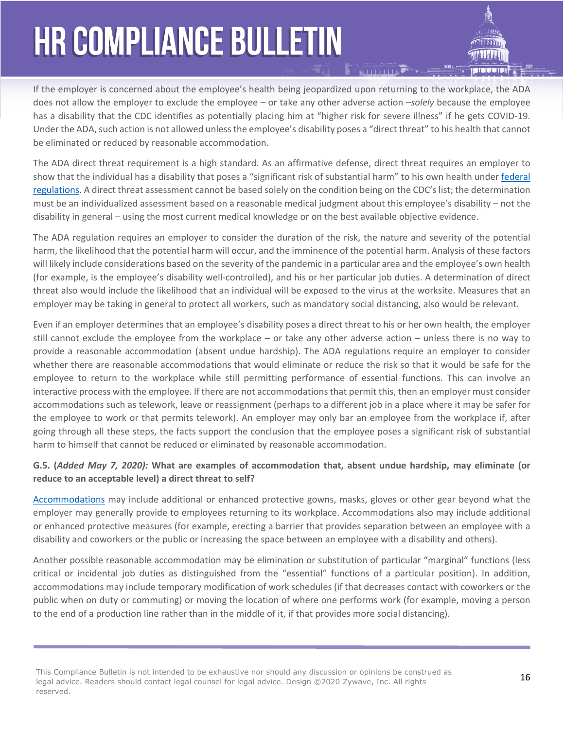If the employer is concerned about the employee's health being jeopardized upon returning to the workplace, the ADA does not allow the employer to exclude the employee – or take any other adverse action –*solely* because the employee has a disability that the CDC identifies as potentially placing him at "higher risk for severe illness" if he gets COVID-19. Under the ADA, such action is not allowed unless the employee's disability poses a "direct threat" to his health that cannot be eliminated or reduced by reasonable accommodation.

The ADA direct threat requirement is a high standard. As an affirmative defense, direct threat requires an employer to show that the individual has a disability that poses a "significant risk of substantial harm" to his own health under federal regulations. A direct threat assessment cannot be based solely on the condition being on the CDC's list; the determination must be an individualized assessment based on a reasonable medical judgment about this employee's disability – not the disability in general – using the most current medical knowledge or on the best available objective evidence.

The ADA regulation requires an employer to consider the duration of the risk, the nature and severity of the potential harm, the likelihood that the potential harm will occur, and the imminence of the potential harm. Analysis of these factors will likely include considerations based on the severity of the pandemic in a particular area and the employee's own health (for example, is the employee's disability well-controlled), and his or her particular job duties. A determination of direct threat also would include the likelihood that an individual will be exposed to the virus at the worksite. Measures that an employer may be taking in general to protect all workers, such as mandatory social distancing, also would be relevant.

Even if an employer determines that an employee's disability poses a direct threat to his or her own health, the employer still cannot exclude the employee from the workplace – or take any other adverse action – unless there is no way to provide a reasonable accommodation (absent undue hardship). The ADA regulations require an employer to consider whether there are reasonable accommodations that would eliminate or reduce the risk so that it would be safe for the employee to return to the workplace while still permitting performance of essential functions. This can involve an interactive process with the employee. If there are not accommodations that permit this, then an employer must consider accommodations such as telework, leave or reassignment (perhaps to a different job in a place where it may be safer for the employee to work or that permits telework). An employer may only bar an employee from the workplace if, after going through all these steps, the facts support the conclusion that the employee poses a significant risk of substantial harm to himself that cannot be reduced or eliminated by reasonable accommodation.

**G.5. (*Added May 7, 2020):* What are examples of accommodation that, absent undue hardship, may eliminate (or reduce to an acceptable level) a direct threat to self?**

Accommodations may include additional or enhanced protective gowns, masks, gloves or other gear beyond what the employer may generally provide to employees returning to its workplace. Accommodations also may include additional or enhanced protective measures (for example, erecting a barrier that provides separation between an employee with a disability and coworkers or the public or increasing the space between an employee with a disability and others).

Another possible reasonable accommodation may be elimination or substitution of particular "marginal" functions (less critical or incidental job duties as distinguished from the "essential" functions of a particular position). In addition, accommodations may include temporary modification of work schedules (if that decreases contact with coworkers or the public when on duty or commuting) or moving the location of where one performs work (for example, moving a person to the end of a production line rather than in the middle of it, if that provides more social distancing).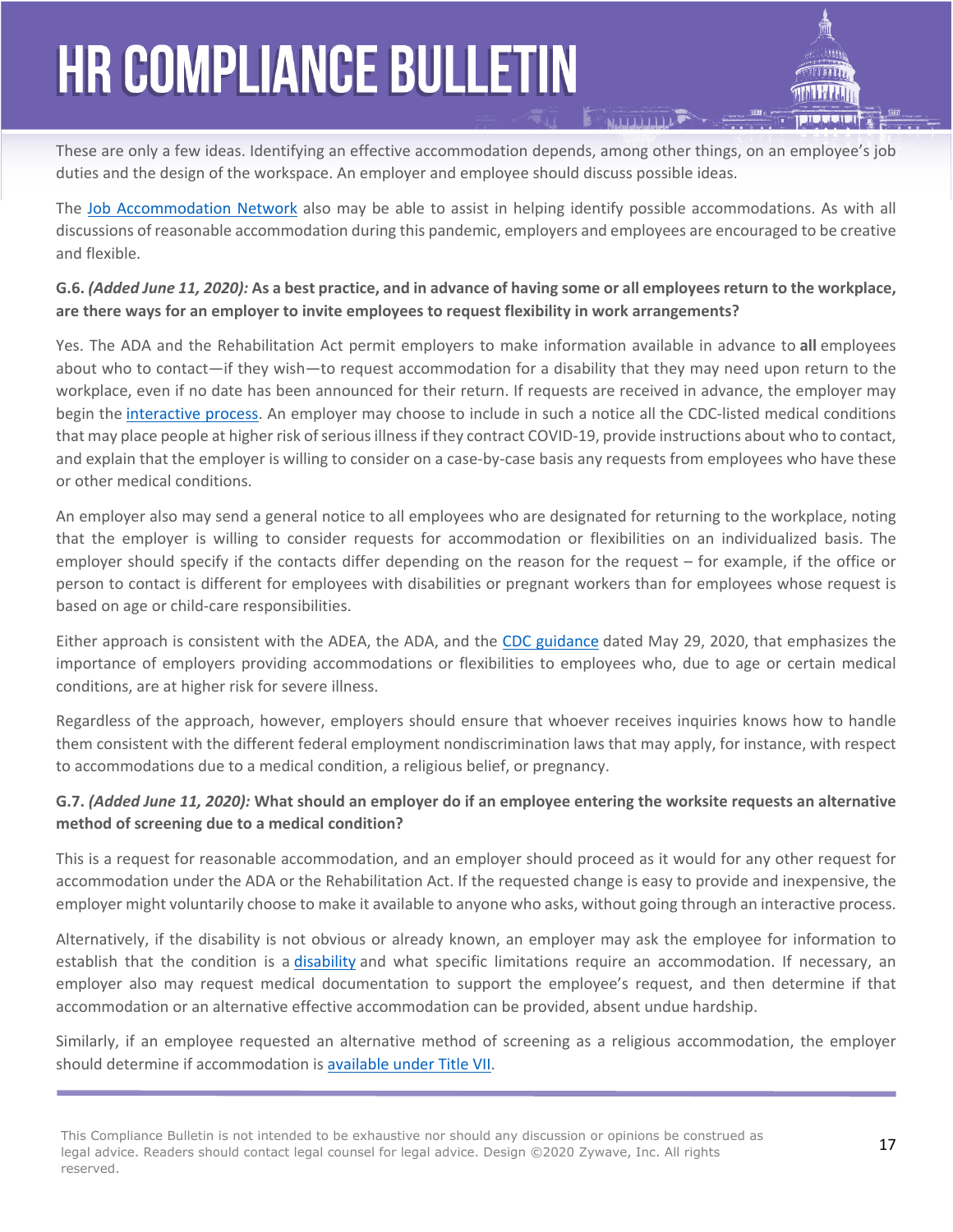These are only a few ideas. Identifying an effective accommodation depends, among other things, on an employee's job duties and the design of the workspace. An employer and employee should discuss possible ideas.

The Job Accommodation Network also may be able to assist in helping identify possible accommodations. As with all discussions of reasonable accommodation during this pandemic, employers and employees are encouraged to be creative and flexible.

**G.6. *(Added June 11, 2020):* As a best practice, and in advance of having some or all employees return to the workplace, are there ways for an employer to invite employees to request flexibility in work arrangements?**

Yes. The ADA and the Rehabilitation Act permit employers to make information available in advance to **all** employees about who to contact—if they wish—to request accommodation for a disability that they may need upon return to the workplace, even if no date has been announced for their return. If requests are received in advance, the employer may begin the interactive process. An employer may choose to include in such a notice all the CDC-listed medical conditions that may place people at higher risk of serious illness if they contract COVID-19, provide instructions about who to contact, and explain that the employer is willing to consider on a case-by-case basis any requests from employees who have these or other medical conditions.

An employer also may send a general notice to all employees who are designated for returning to the workplace, noting that the employer is willing to consider requests for accommodation or flexibilities on an individualized basis. The employer should specify if the contacts differ depending on the reason for the request – for example, if the office or person to contact is different for employees with disabilities or pregnant workers than for employees whose request is based on age or child-care responsibilities.

Either approach is consistent with the ADEA, the ADA, and the CDC guidance dated May 29, 2020, that emphasizes the importance of employers providing accommodations or flexibilities to employees who, due to age or certain medical conditions, are at higher risk for severe illness.

Regardless of the approach, however, employers should ensure that whoever receives inquiries knows how to handle them consistent with the different federal employment nondiscrimination laws that may apply, for instance, with respect to accommodations due to a medical condition, a religious belief, or pregnancy.

**G.7. *(Added June 11, 2020):* What should an employer do if an employee entering the worksite requests an alternative method of screening due to a medical condition?**

This is a request for reasonable accommodation, and an employer should proceed as it would for any other request for accommodation under the ADA or the Rehabilitation Act. If the requested change is easy to provide and inexpensive, the employer might voluntarily choose to make it available to anyone who asks, without going through an interactive process.

Alternatively, if the disability is not obvious or already known, an employer may ask the employee for information to establish that the condition is a disability and what specific limitations require an accommodation. If necessary, an employer also may request medical documentation to support the employee's request, and then determine if that accommodation or an alternative effective accommodation can be provided, absent undue hardship.

Similarly, if an employee requested an alternative method of screening as a religious accommodation, the employer should determine if accommodation is available under Title VII.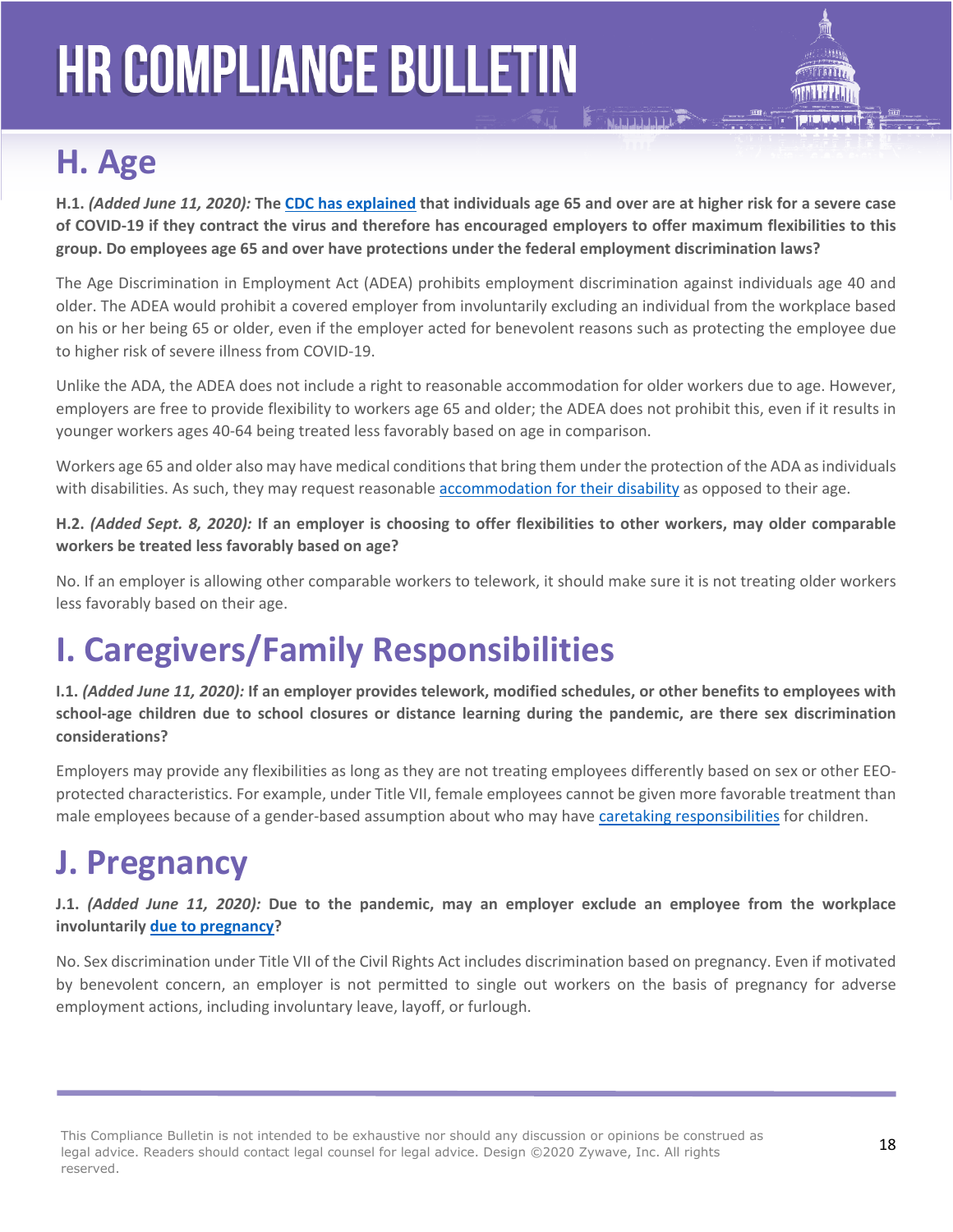## H. Age

**H.1.** ***(Added June 11, 2020):*** **The CDC has explained that individuals age 65 and over are at higher risk for a severe case of COVID-19 if they contract the virus and therefore has encouraged employers to offer maximum flexibilities to this group. Do employees age 65 and over have protections under the federal employment discrimination laws?**

The Age Discrimination in Employment Act (ADEA) prohibits employment discrimination against individuals age 40 and older. The ADEA would prohibit a covered employer from involuntarily excluding an individual from the workplace based on his or her being 65 or older, even if the employer acted for benevolent reasons such as protecting the employee due to higher risk of severe illness from COVID-19.

Unlike the ADA, the ADEA does not include a right to reasonable accommodation for older workers due to age. However, employers are free to provide flexibility to workers age 65 and older; the ADEA does not prohibit this, even if it results in younger workers ages 40-64 being treated less favorably based on age in comparison.

Workers age 65 and older also may have medical conditions that bring them under the protection of the ADA as individuals with disabilities. As such, they may request reasonable accommodation for their disability as opposed to their age.

**H.2.** ***(Added Sept. 8, 2020):*** **If an employer is choosing to offer flexibilities to other workers, may older comparable workers be treated less favorably based on age?**

No. If an employer is allowing other comparable workers to telework, it should make sure it is not treating older workers less favorably based on their age.

## I. Caregivers/Family Responsibilities

**I.1.** ***(Added June 11, 2020):*** **If an employer provides telework, modified schedules, or other benefits to employees with school-age children due to school closures or distance learning during the pandemic, are there sex discrimination considerations?**

Employers may provide any flexibilities as long as they are not treating employees differently based on sex or other EEO-protected characteristics. For example, under Title VII, female employees cannot be given more favorable treatment than male employees because of a gender-based assumption about who may have caretaking responsibilities for children.

## J. Pregnancy

**J.1.** ***(Added June 11, 2020):*** **Due to the pandemic, may an employer exclude an employee from the workplace involuntarily due to pregnancy?**

No. Sex discrimination under Title VII of the Civil Rights Act includes discrimination based on pregnancy. Even if motivated by benevolent concern, an employer is not permitted to single out workers on the basis of pregnancy for adverse employment actions, including involuntary leave, layoff, or furlough.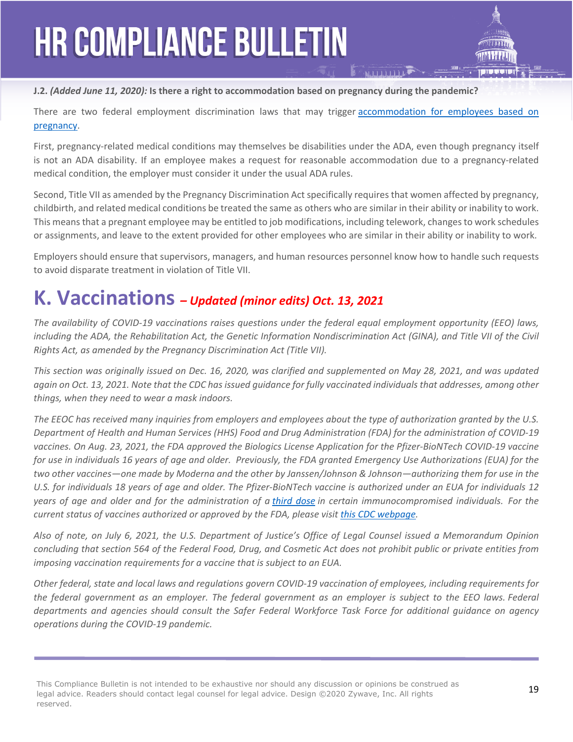**J.2.** ***(Added June 11, 2020):*** **Is there a right to accommodation based on pregnancy during the pandemic?**

There are two federal employment discrimination laws that may trigger accommodation for employees based on pregnancy.

First, pregnancy-related medical conditions may themselves be disabilities under the ADA, even though pregnancy itself is not an ADA disability. If an employee makes a request for reasonable accommodation due to a pregnancy-related medical condition, the employer must consider it under the usual ADA rules.

Second, Title VII as amended by the Pregnancy Discrimination Act specifically requires that women affected by pregnancy, childbirth, and related medical conditions be treated the same as others who are similar in their ability or inability to work. This means that a pregnant employee may be entitled to job modifications, including telework, changes to work schedules or assignments, and leave to the extent provided for other employees who are similar in their ability or inability to work.

Employers should ensure that supervisors, managers, and human resources personnel know how to handle such requests to avoid disparate treatment in violation of Title VII.

## K. Vaccinations *– Updated (minor edits) Oct. 13, 2021*

*The availability of COVID-19 vaccinations raises questions under the federal equal employment opportunity (EEO) laws, including the ADA, the Rehabilitation Act, the Genetic Information Nondiscrimination Act (GINA), and Title VII of the Civil Rights Act, as amended by the Pregnancy Discrimination Act (Title VII).*

*This section was originally issued on Dec. 16, 2020, was clarified and supplemented on May 28, 2021, and was updated again on Oct. 13, 2021. Note that the CDC has issued guidance for fully vaccinated individuals that addresses, among other things, when they need to wear a mask indoors.*

*The EEOC has received many inquiries from employers and employees about the type of authorization granted by the U.S. Department of Health and Human Services (HHS) Food and Drug Administration (FDA) for the administration of COVID-19 vaccines. On Aug. 23, 2021, the FDA approved the Biologics License Application for the Pfizer-BioNTech COVID-19 vaccine for use in individuals 16 years of age and older. Previously, the FDA granted Emergency Use Authorizations (EUA) for the two other vaccines—one made by Moderna and the other by Janssen/Johnson & Johnson—authorizing them for use in the U.S. for individuals 18 years of age and older. The Pfizer-BioNTech vaccine is authorized under an EUA for individuals 12 years of age and older and for the administration of a third dose in certain immunocompromised individuals. For the current status of vaccines authorized or approved by the FDA, please visit this CDC webpage.*

*Also of note, on July 6, 2021, the U.S. Department of Justice's Office of Legal Counsel issued a Memorandum Opinion concluding that section 564 of the Federal Food, Drug, and Cosmetic Act does not prohibit public or private entities from imposing vaccination requirements for a vaccine that is subject to an EUA.*

*Other federal, state and local laws and regulations govern COVID-19 vaccination of employees, including requirements for the federal government as an employer. The federal government as an employer is subject to the EEO laws. Federal departments and agencies should consult the Safer Federal Workforce Task Force for additional guidance on agency operations during the COVID-19 pandemic.*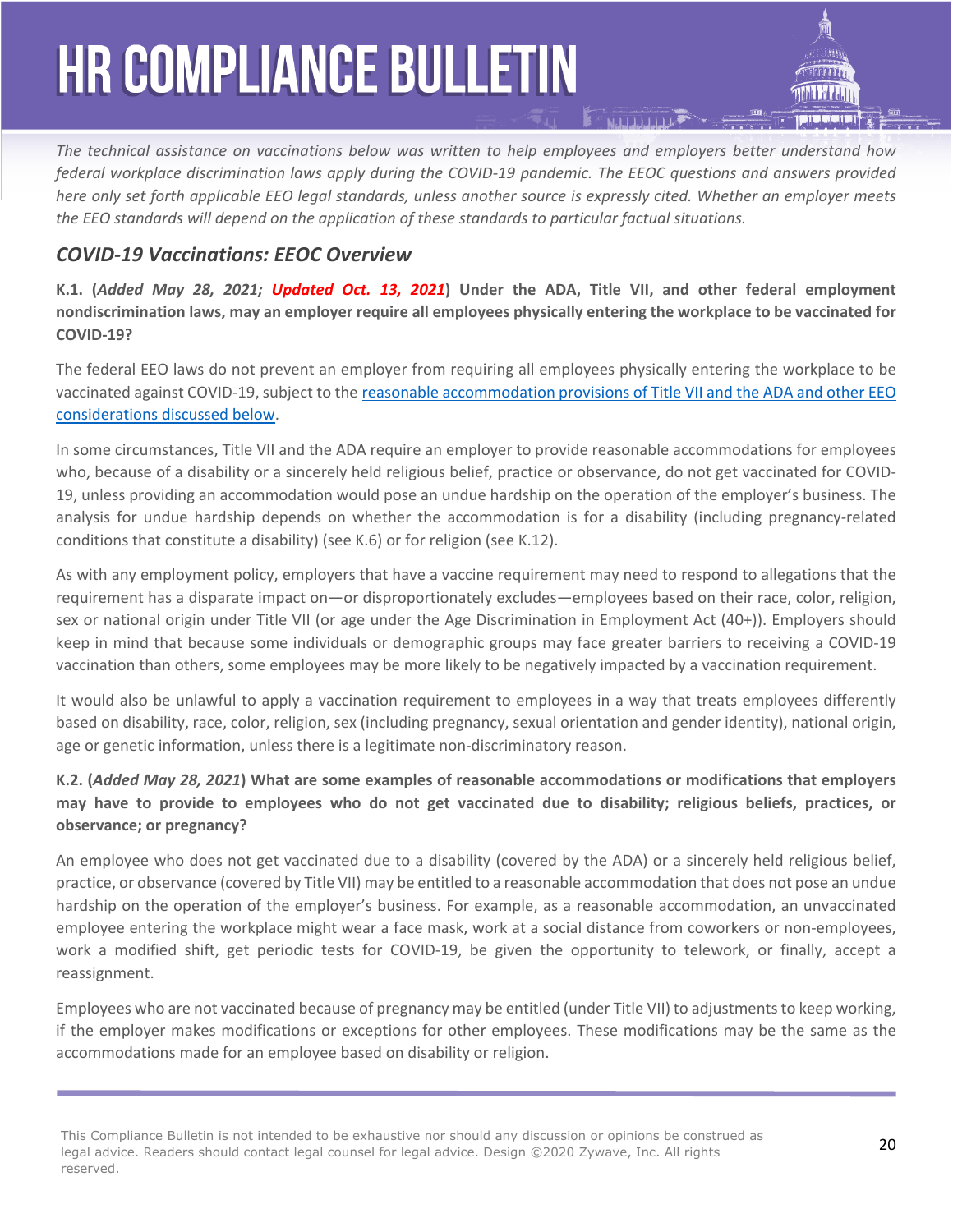*The technical assistance on vaccinations below was written to help employees and employers better understand how federal workplace discrimination laws apply during the COVID-19 pandemic. The EEOC questions and answers provided here only set forth applicable EEO legal standards, unless another source is expressly cited. Whether an employer meets the EEO standards will depend on the application of these standards to particular factual situations.*

## *COVID-19 Vaccinations: EEOC Overview*

**K.1. (*Added May 28, 2021; Updated Oct. 13, 2021*) Under the ADA, Title VII, and other federal employment nondiscrimination laws, may an employer require all employees physically entering the workplace to be vaccinated for COVID-19?**

The federal EEO laws do not prevent an employer from requiring all employees physically entering the workplace to be vaccinated against COVID-19, subject to the reasonable accommodation provisions of Title VII and the ADA and other EEO considerations discussed below.

In some circumstances, Title VII and the ADA require an employer to provide reasonable accommodations for employees who, because of a disability or a sincerely held religious belief, practice or observance, do not get vaccinated for COVID-19, unless providing an accommodation would pose an undue hardship on the operation of the employer's business. The analysis for undue hardship depends on whether the accommodation is for a disability (including pregnancy-related conditions that constitute a disability) (see K.6) or for religion (see K.12).

As with any employment policy, employers that have a vaccine requirement may need to respond to allegations that the requirement has a disparate impact on—or disproportionately excludes—employees based on their race, color, religion, sex or national origin under Title VII (or age under the Age Discrimination in Employment Act (40+)). Employers should keep in mind that because some individuals or demographic groups may face greater barriers to receiving a COVID-19 vaccination than others, some employees may be more likely to be negatively impacted by a vaccination requirement.

It would also be unlawful to apply a vaccination requirement to employees in a way that treats employees differently based on disability, race, color, religion, sex (including pregnancy, sexual orientation and gender identity), national origin, age or genetic information, unless there is a legitimate non-discriminatory reason.

**K.2. (*Added May 28, 2021*) What are some examples of reasonable accommodations or modifications that employers may have to provide to employees who do not get vaccinated due to disability; religious beliefs, practices, or observance; or pregnancy?**

An employee who does not get vaccinated due to a disability (covered by the ADA) or a sincerely held religious belief, practice, or observance (covered by Title VII) may be entitled to a reasonable accommodation that does not pose an undue hardship on the operation of the employer's business. For example, as a reasonable accommodation, an unvaccinated employee entering the workplace might wear a face mask, work at a social distance from coworkers or non-employees, work a modified shift, get periodic tests for COVID-19, be given the opportunity to telework, or finally, accept a reassignment.

Employees who are not vaccinated because of pregnancy may be entitled (under Title VII) to adjustments to keep working, if the employer makes modifications or exceptions for other employees. These modifications may be the same as the accommodations made for an employee based on disability or religion.

This Compliance Bulletin is not intended to be exhaustive nor should any discussion or opinions be construed as legal advice. Readers should contact legal counsel for legal advice. Design ©2020 Zywave, Inc. All rights reserved.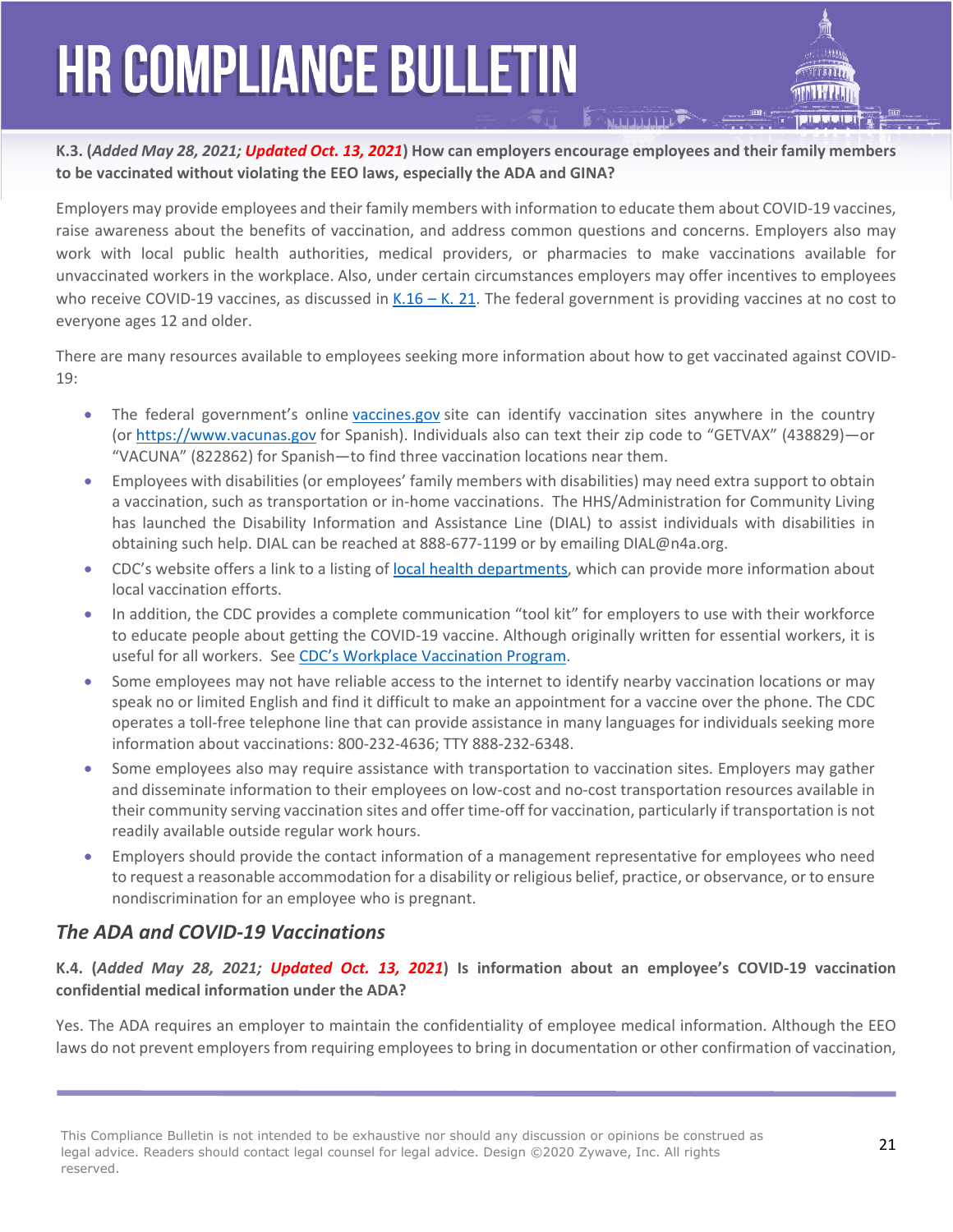**K.3. (*Added May 28, 2021; Updated Oct. 13, 2021*) How can employers encourage employees and their family members to be vaccinated without violating the EEO laws, especially the ADA and GINA?**

Employers may provide employees and their family members with information to educate them about COVID-19 vaccines, raise awareness about the benefits of vaccination, and address common questions and concerns. Employers also may work with local public health authorities, medical providers, or pharmacies to make vaccinations available for unvaccinated workers in the workplace. Also, under certain circumstances employers may offer incentives to employees who receive COVID-19 vaccines, as discussed in K.16 – K. 21. The federal government is providing vaccines at no cost to everyone ages 12 and older.

There are many resources available to employees seeking more information about how to get vaccinated against COVID-19:

- The federal government's online vaccines.gov site can identify vaccination sites anywhere in the country (or https://www.vacunas.gov for Spanish). Individuals also can text their zip code to "GETVAX" (438829)—or "VACUNA" (822862) for Spanish—to find three vaccination locations near them.
- Employees with disabilities (or employees' family members with disabilities) may need extra support to obtain a vaccination, such as transportation or in-home vaccinations. The HHS/Administration for Community Living has launched the Disability Information and Assistance Line (DIAL) to assist individuals with disabilities in obtaining such help. DIAL can be reached at 888-677-1199 or by emailing DIAL@n4a.org.
- CDC's website offers a link to a listing of local health departments, which can provide more information about local vaccination efforts.
- In addition, the CDC provides a complete communication "tool kit" for employers to use with their workforce to educate people about getting the COVID-19 vaccine. Although originally written for essential workers, it is useful for all workers. See CDC's Workplace Vaccination Program.
- Some employees may not have reliable access to the internet to identify nearby vaccination locations or may speak no or limited English and find it difficult to make an appointment for a vaccine over the phone. The CDC operates a toll-free telephone line that can provide assistance in many languages for individuals seeking more information about vaccinations: 800-232-4636; TTY 888-232-6348.
- Some employees also may require assistance with transportation to vaccination sites. Employers may gather and disseminate information to their employees on low-cost and no-cost transportation resources available in their community serving vaccination sites and offer time-off for vaccination, particularly if transportation is not readily available outside regular work hours.
- Employers should provide the contact information of a management representative for employees who need to request a reasonable accommodation for a disability or religious belief, practice, or observance, or to ensure nondiscrimination for an employee who is pregnant.

## *The ADA and COVID-19 Vaccinations*

**K.4. (*Added May 28, 2021; Updated Oct. 13, 2021*) Is information about an employee's COVID-19 vaccination confidential medical information under the ADA?**

Yes. The ADA requires an employer to maintain the confidentiality of employee medical information. Although the EEO laws do not prevent employers from requiring employees to bring in documentation or other confirmation of vaccination,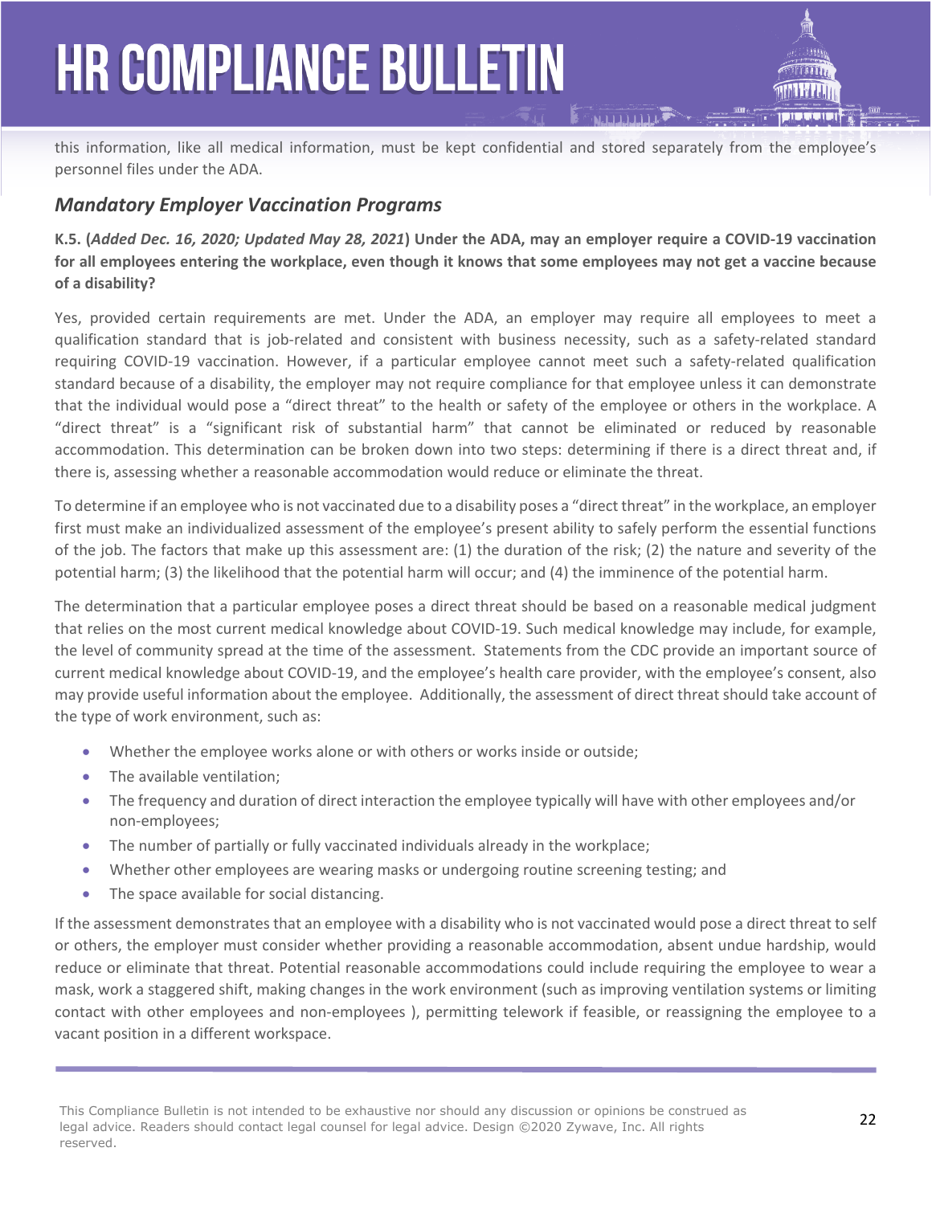this information, like all medical information, must be kept confidential and stored separately from the employee's personnel files under the ADA.

## *Mandatory Employer Vaccination Programs*

**K.5. (*Added Dec. 16, 2020; Updated May 28, 2021*) Under the ADA, may an employer require a COVID-19 vaccination for all employees entering the workplace, even though it knows that some employees may not get a vaccine because of a disability?**

Yes, provided certain requirements are met. Under the ADA, an employer may require all employees to meet a qualification standard that is job-related and consistent with business necessity, such as a safety-related standard requiring COVID-19 vaccination. However, if a particular employee cannot meet such a safety-related qualification standard because of a disability, the employer may not require compliance for that employee unless it can demonstrate that the individual would pose a "direct threat" to the health or safety of the employee or others in the workplace. A "direct threat" is a "significant risk of substantial harm" that cannot be eliminated or reduced by reasonable accommodation. This determination can be broken down into two steps: determining if there is a direct threat and, if there is, assessing whether a reasonable accommodation would reduce or eliminate the threat.

To determine if an employee who is not vaccinated due to a disability poses a "direct threat" in the workplace, an employer first must make an individualized assessment of the employee's present ability to safely perform the essential functions of the job. The factors that make up this assessment are: (1) the duration of the risk; (2) the nature and severity of the potential harm; (3) the likelihood that the potential harm will occur; and (4) the imminence of the potential harm.

The determination that a particular employee poses a direct threat should be based on a reasonable medical judgment that relies on the most current medical knowledge about COVID-19. Such medical knowledge may include, for example, the level of community spread at the time of the assessment. Statements from the CDC provide an important source of current medical knowledge about COVID-19, and the employee's health care provider, with the employee's consent, also may provide useful information about the employee. Additionally, the assessment of direct threat should take account of the type of work environment, such as:

- Whether the employee works alone or with others or works inside or outside;
- The available ventilation;
- The frequency and duration of direct interaction the employee typically will have with other employees and/or non-employees;
- The number of partially or fully vaccinated individuals already in the workplace;
- Whether other employees are wearing masks or undergoing routine screening testing; and
- The space available for social distancing.

If the assessment demonstrates that an employee with a disability who is not vaccinated would pose a direct threat to self or others, the employer must consider whether providing a reasonable accommodation, absent undue hardship, would reduce or eliminate that threat. Potential reasonable accommodations could include requiring the employee to wear a mask, work a staggered shift, making changes in the work environment (such as improving ventilation systems or limiting contact with other employees and non-employees ), permitting telework if feasible, or reassigning the employee to a vacant position in a different workspace.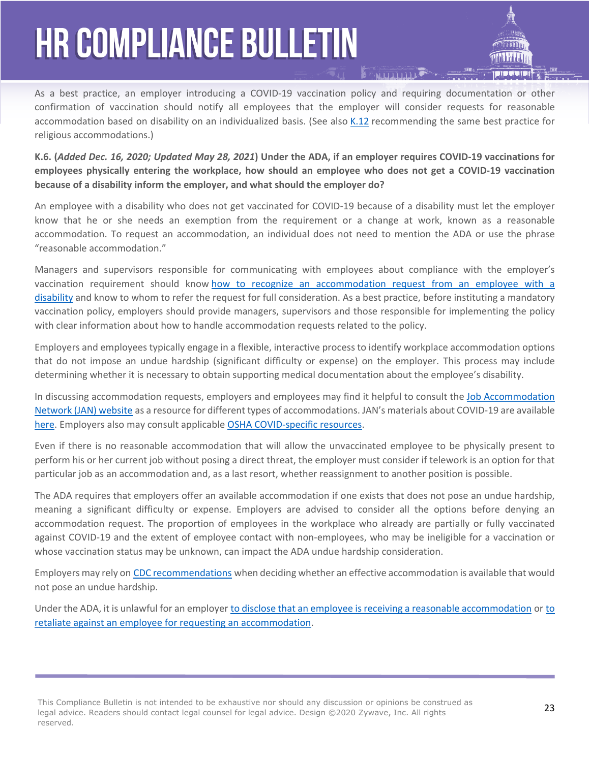As a best practice, an employer introducing a COVID-19 vaccination policy and requiring documentation or other confirmation of vaccination should notify all employees that the employer will consider requests for reasonable accommodation based on disability on an individualized basis. (See also K.12 recommending the same best practice for religious accommodations.)

**K.6. (*Added Dec. 16, 2020; Updated May 28, 2021*) Under the ADA, if an employer requires COVID-19 vaccinations for employees physically entering the workplace, how should an employee who does not get a COVID-19 vaccination because of a disability inform the employer, and what should the employer do?**

An employee with a disability who does not get vaccinated for COVID-19 because of a disability must let the employer know that he or she needs an exemption from the requirement or a change at work, known as a reasonable accommodation. To request an accommodation, an individual does not need to mention the ADA or use the phrase "reasonable accommodation."

Managers and supervisors responsible for communicating with employees about compliance with the employer's vaccination requirement should know how to recognize an accommodation request from an employee with a disability and know to whom to refer the request for full consideration. As a best practice, before instituting a mandatory vaccination policy, employers should provide managers, supervisors and those responsible for implementing the policy with clear information about how to handle accommodation requests related to the policy.

Employers and employees typically engage in a flexible, interactive process to identify workplace accommodation options that do not impose an undue hardship (significant difficulty or expense) on the employer. This process may include determining whether it is necessary to obtain supporting medical documentation about the employee's disability.

In discussing accommodation requests, employers and employees may find it helpful to consult the Job Accommodation Network (JAN) website as a resource for different types of accommodations. JAN's materials about COVID-19 are available here. Employers also may consult applicable OSHA COVID-specific resources.

Even if there is no reasonable accommodation that will allow the unvaccinated employee to be physically present to perform his or her current job without posing a direct threat, the employer must consider if telework is an option for that particular job as an accommodation and, as a last resort, whether reassignment to another position is possible.

The ADA requires that employers offer an available accommodation if one exists that does not pose an undue hardship, meaning a significant difficulty or expense. Employers are advised to consider all the options before denying an accommodation request. The proportion of employees in the workplace who already are partially or fully vaccinated against COVID-19 and the extent of employee contact with non-employees, who may be ineligible for a vaccination or whose vaccination status may be unknown, can impact the ADA undue hardship consideration.

Employers may rely on CDC recommendations when deciding whether an effective accommodation is available that would not pose an undue hardship.

Under the ADA, it is unlawful for an employer to disclose that an employee is receiving a reasonable accommodation or to retaliate against an employee for requesting an accommodation.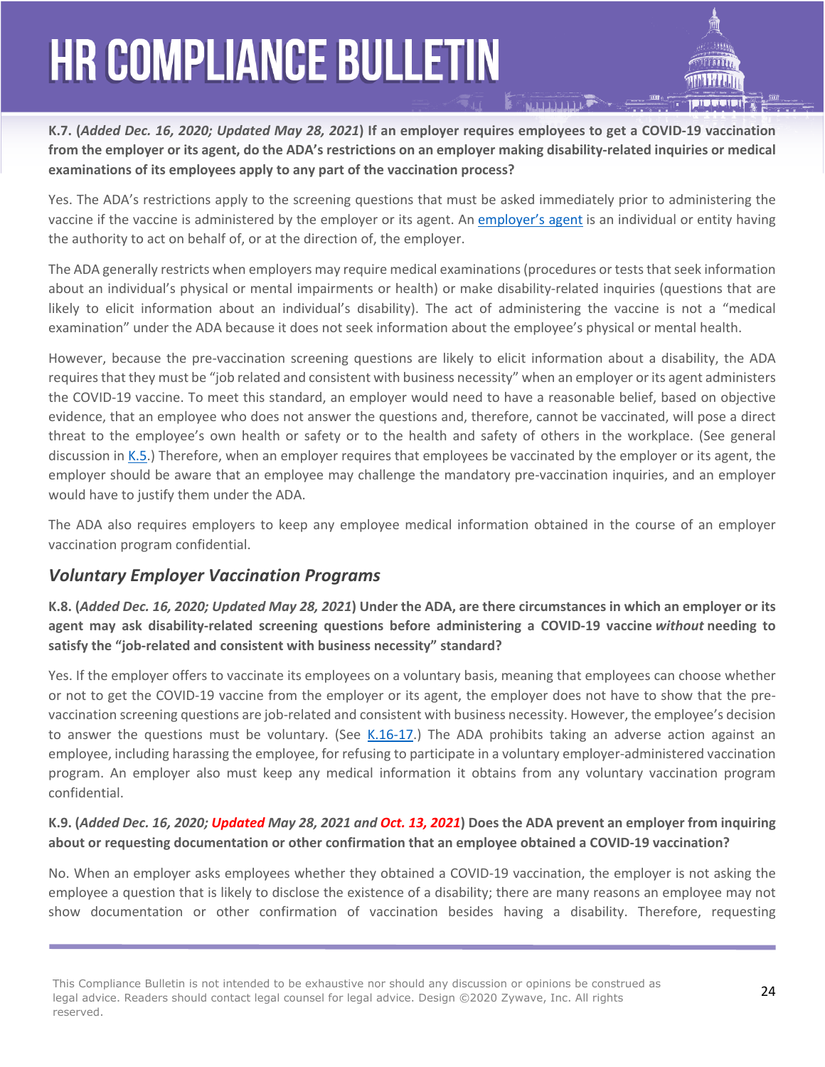**K.7. (*Added Dec. 16, 2020; Updated May 28, 2021*) If an employer requires employees to get a COVID-19 vaccination from the employer or its agent, do the ADA's restrictions on an employer making disability-related inquiries or medical examinations of its employees apply to any part of the vaccination process?**

Yes. The ADA's restrictions apply to the screening questions that must be asked immediately prior to administering the vaccine if the vaccine is administered by the employer or its agent. An employer's agent is an individual or entity having the authority to act on behalf of, or at the direction of, the employer.

The ADA generally restricts when employers may require medical examinations (procedures or tests that seek information about an individual's physical or mental impairments or health) or make disability-related inquiries (questions that are likely to elicit information about an individual's disability). The act of administering the vaccine is not a "medical examination" under the ADA because it does not seek information about the employee's physical or mental health.

However, because the pre-vaccination screening questions are likely to elicit information about a disability, the ADA requires that they must be "job related and consistent with business necessity" when an employer or its agent administers the COVID-19 vaccine. To meet this standard, an employer would need to have a reasonable belief, based on objective evidence, that an employee who does not answer the questions and, therefore, cannot be vaccinated, will pose a direct threat to the employee's own health or safety or to the health and safety of others in the workplace. (See general discussion in K.5.) Therefore, when an employer requires that employees be vaccinated by the employer or its agent, the employer should be aware that an employee may challenge the mandatory pre-vaccination inquiries, and an employer would have to justify them under the ADA.

The ADA also requires employers to keep any employee medical information obtained in the course of an employer vaccination program confidential.

## *Voluntary Employer Vaccination Programs*

**K.8. (*Added Dec. 16, 2020; Updated May 28, 2021*) Under the ADA, are there circumstances in which an employer or its agent may ask disability-related screening questions before administering a COVID-19 vaccine *without* needing to satisfy the "job-related and consistent with business necessity" standard?**

Yes. If the employer offers to vaccinate its employees on a voluntary basis, meaning that employees can choose whether or not to get the COVID-19 vaccine from the employer or its agent, the employer does not have to show that the pre-vaccination screening questions are job-related and consistent with business necessity. However, the employee's decision to answer the questions must be voluntary. (See K.16-17.) The ADA prohibits taking an adverse action against an employee, including harassing the employee, for refusing to participate in a voluntary employer-administered vaccination program. An employer also must keep any medical information it obtains from any voluntary vaccination program confidential.

**K.9. (*Added Dec. 16, 2020; Updated May 28, 2021 and Oct. 13, 2021*) Does the ADA prevent an employer from inquiring about or requesting documentation or other confirmation that an employee obtained a COVID-19 vaccination?**

No. When an employer asks employees whether they obtained a COVID-19 vaccination, the employer is not asking the employee a question that is likely to disclose the existence of a disability; there are many reasons an employee may not show documentation or other confirmation of vaccination besides having a disability. Therefore, requesting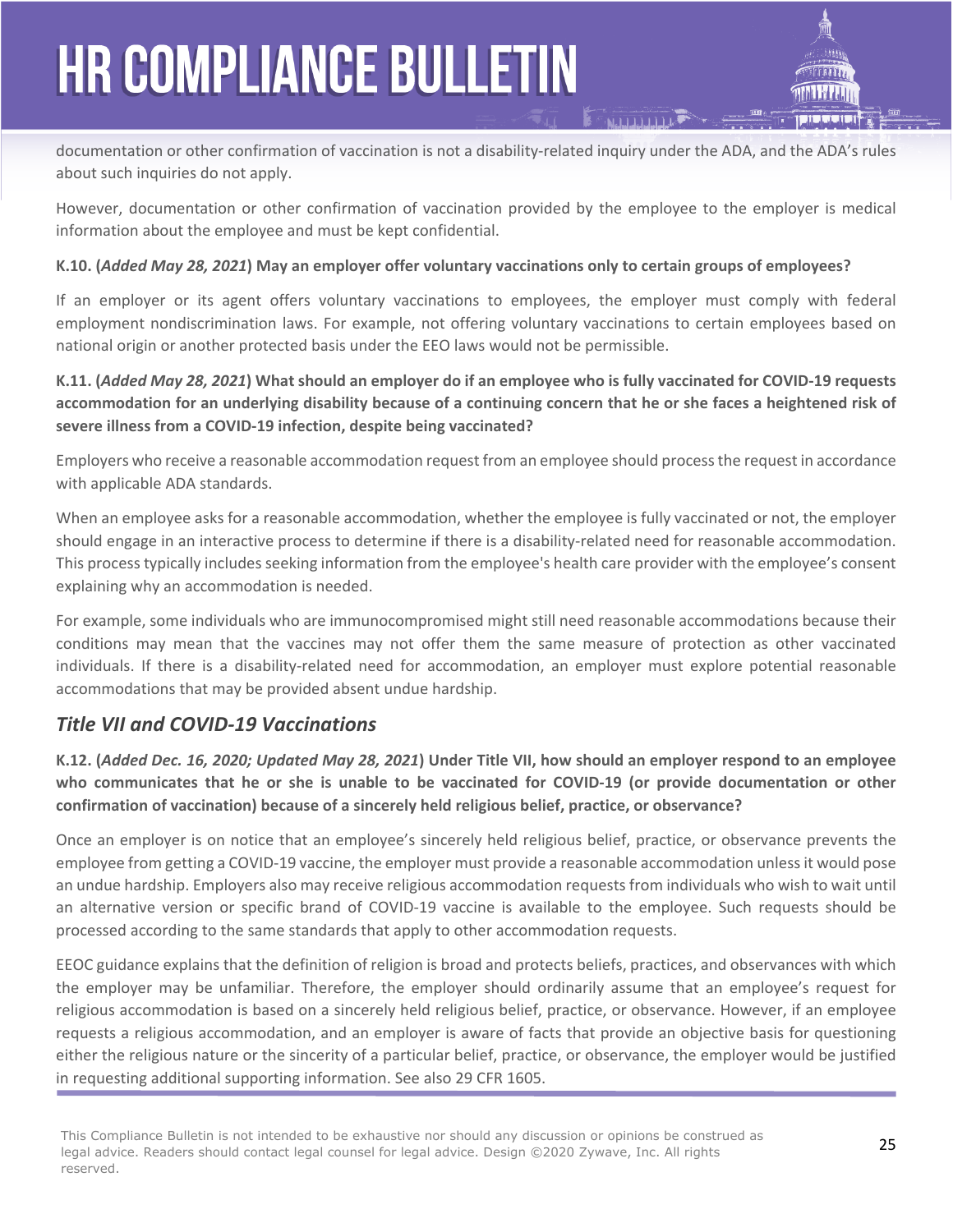documentation or other confirmation of vaccination is not a disability-related inquiry under the ADA, and the ADA's rules about such inquiries do not apply.

However, documentation or other confirmation of vaccination provided by the employee to the employer is medical information about the employee and must be kept confidential.

**K.10. (*Added May 28, 2021*) May an employer offer voluntary vaccinations only to certain groups of employees?**

If an employer or its agent offers voluntary vaccinations to employees, the employer must comply with federal employment nondiscrimination laws. For example, not offering voluntary vaccinations to certain employees based on national origin or another protected basis under the EEO laws would not be permissible.

**K.11. (*Added May 28, 2021*) What should an employer do if an employee who is fully vaccinated for COVID-19 requests accommodation for an underlying disability because of a continuing concern that he or she faces a heightened risk of severe illness from a COVID-19 infection, despite being vaccinated?**

Employers who receive a reasonable accommodation request from an employee should process the request in accordance with applicable ADA standards.

When an employee asks for a reasonable accommodation, whether the employee is fully vaccinated or not, the employer should engage in an interactive process to determine if there is a disability-related need for reasonable accommodation. This process typically includes seeking information from the employee's health care provider with the employee's consent explaining why an accommodation is needed.

For example, some individuals who are immunocompromised might still need reasonable accommodations because their conditions may mean that the vaccines may not offer them the same measure of protection as other vaccinated individuals. If there is a disability-related need for accommodation, an employer must explore potential reasonable accommodations that may be provided absent undue hardship.

## *Title VII and COVID-19 Vaccinations*

**K.12. (*Added Dec. 16, 2020; Updated May 28, 2021*) Under Title VII, how should an employer respond to an employee who communicates that he or she is unable to be vaccinated for COVID-19 (or provide documentation or other confirmation of vaccination) because of a sincerely held religious belief, practice, or observance?**

Once an employer is on notice that an employee's sincerely held religious belief, practice, or observance prevents the employee from getting a COVID-19 vaccine, the employer must provide a reasonable accommodation unless it would pose an undue hardship. Employers also may receive religious accommodation requests from individuals who wish to wait until an alternative version or specific brand of COVID-19 vaccine is available to the employee. Such requests should be processed according to the same standards that apply to other accommodation requests.

EEOC guidance explains that the definition of religion is broad and protects beliefs, practices, and observances with which the employer may be unfamiliar. Therefore, the employer should ordinarily assume that an employee's request for religious accommodation is based on a sincerely held religious belief, practice, or observance. However, if an employee requests a religious accommodation, and an employer is aware of facts that provide an objective basis for questioning either the religious nature or the sincerity of a particular belief, practice, or observance, the employer would be justified in requesting additional supporting information. See also 29 CFR 1605.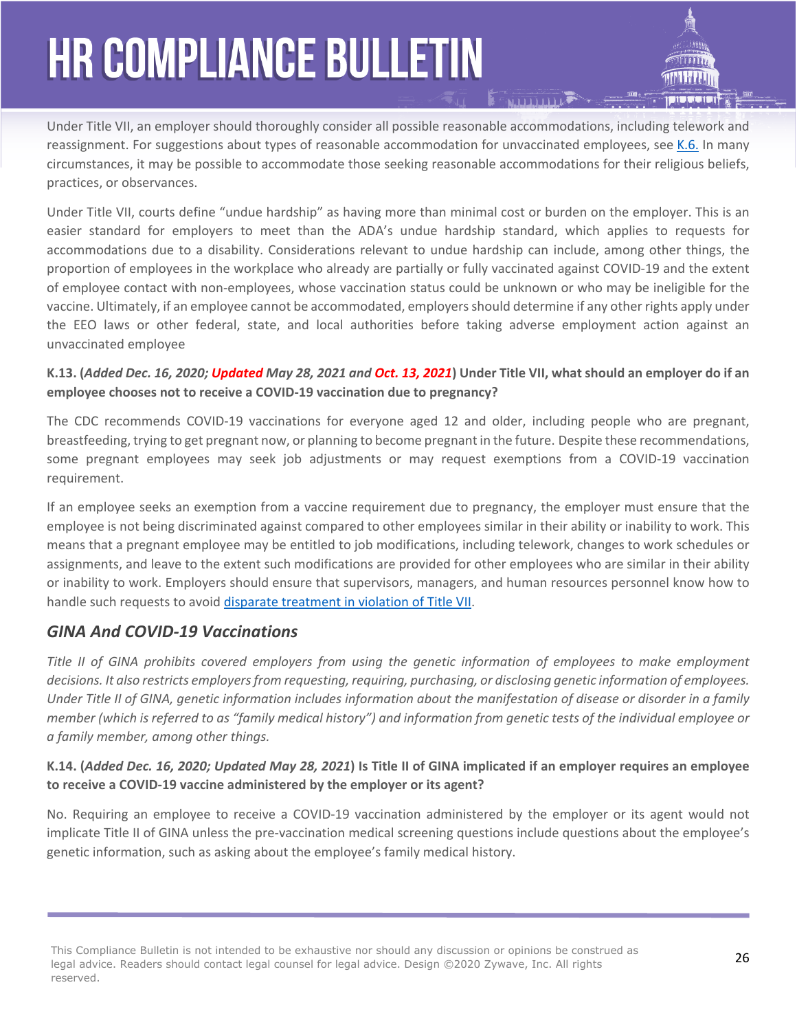Under Title VII, an employer should thoroughly consider all possible reasonable accommodations, including telework and reassignment. For suggestions about types of reasonable accommodation for unvaccinated employees, see K.6. In many circumstances, it may be possible to accommodate those seeking reasonable accommodations for their religious beliefs, practices, or observances.

Under Title VII, courts define "undue hardship" as having more than minimal cost or burden on the employer. This is an easier standard for employers to meet than the ADA's undue hardship standard, which applies to requests for accommodations due to a disability. Considerations relevant to undue hardship can include, among other things, the proportion of employees in the workplace who already are partially or fully vaccinated against COVID-19 and the extent of employee contact with non-employees, whose vaccination status could be unknown or who may be ineligible for the vaccine. Ultimately, if an employee cannot be accommodated, employers should determine if any other rights apply under the EEO laws or other federal, state, and local authorities before taking adverse employment action against an unvaccinated employee

**K.13. (*Added Dec. 16, 2020; Updated May 28, 2021 and Oct. 13, 2021*) Under Title VII, what should an employer do if an employee chooses not to receive a COVID-19 vaccination due to pregnancy?**

The CDC recommends COVID-19 vaccinations for everyone aged 12 and older, including people who are pregnant, breastfeeding, trying to get pregnant now, or planning to become pregnant in the future. Despite these recommendations, some pregnant employees may seek job adjustments or may request exemptions from a COVID-19 vaccination requirement.

If an employee seeks an exemption from a vaccine requirement due to pregnancy, the employer must ensure that the employee is not being discriminated against compared to other employees similar in their ability or inability to work. This means that a pregnant employee may be entitled to job modifications, including telework, changes to work schedules or assignments, and leave to the extent such modifications are provided for other employees who are similar in their ability or inability to work. Employers should ensure that supervisors, managers, and human resources personnel know how to handle such requests to avoid disparate treatment in violation of Title VII.

## *GINA And COVID-19 Vaccinations*

*Title II of GINA prohibits covered employers from using the genetic information of employees to make employment decisions. It also restricts employers from requesting, requiring, purchasing, or disclosing genetic information of employees. Under Title II of GINA, genetic information includes information about the manifestation of disease or disorder in a family member (which is referred to as "family medical history") and information from genetic tests of the individual employee or a family member, among other things.*

**K.14. (*Added Dec. 16, 2020; Updated May 28, 2021*) Is Title II of GINA implicated if an employer requires an employee to receive a COVID-19 vaccine administered by the employer or its agent?**

No. Requiring an employee to receive a COVID-19 vaccination administered by the employer or its agent would not implicate Title II of GINA unless the pre-vaccination medical screening questions include questions about the employee's genetic information, such as asking about the employee's family medical history.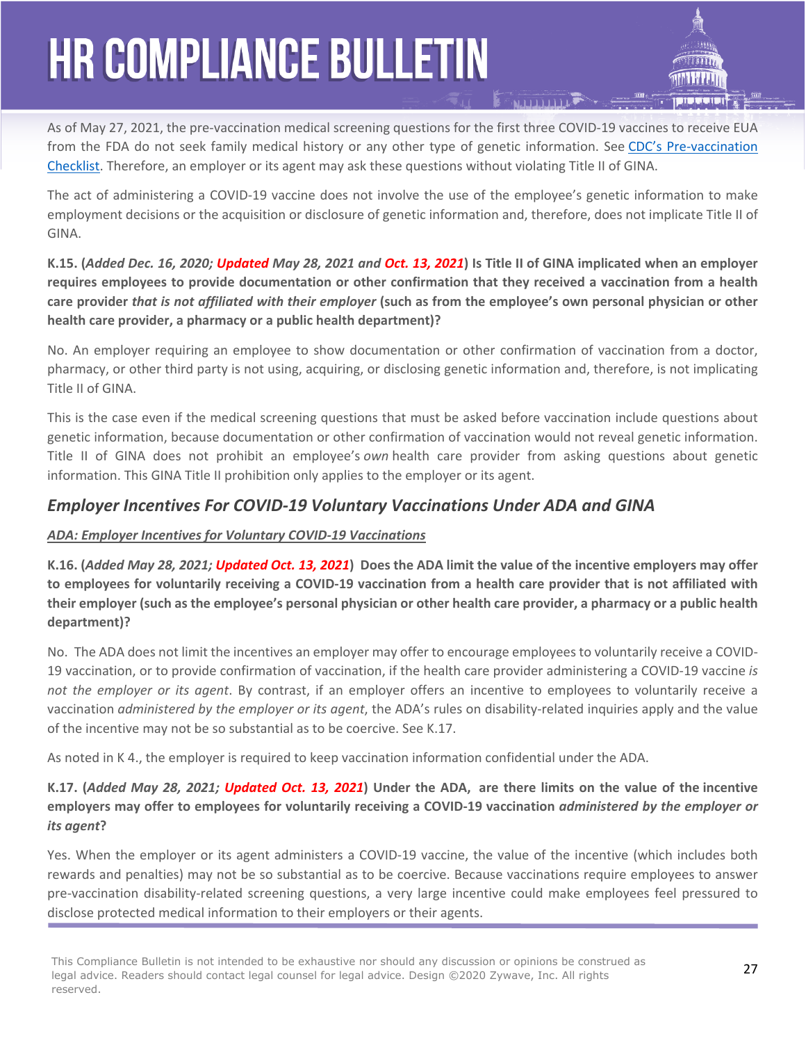As of May 27, 2021, the pre-vaccination medical screening questions for the first three COVID-19 vaccines to receive EUA from the FDA do not seek family medical history or any other type of genetic information. See [CDC's Pre-vaccination Checklist](). Therefore, an employer or its agent may ask these questions without violating Title II of GINA.

The act of administering a COVID-19 vaccine does not involve the use of the employee's genetic information to make employment decisions or the acquisition or disclosure of genetic information and, therefore, does not implicate Title II of GINA.

**K.15. (*Added Dec. 16, 2020; Updated May 28, 2021 and Oct. 13, 2021*) Is Title II of GINA implicated when an employer requires employees to provide documentation or other confirmation that they received a vaccination from a health care provider *that is not affiliated with their employer* (such as from the employee's own personal physician or other health care provider, a pharmacy or a public health department)?**

No. An employer requiring an employee to show documentation or other confirmation of vaccination from a doctor, pharmacy, or other third party is not using, acquiring, or disclosing genetic information and, therefore, is not implicating Title II of GINA.

This is the case even if the medical screening questions that must be asked before vaccination include questions about genetic information, because documentation or other confirmation of vaccination would not reveal genetic information. Title II of GINA does not prohibit an employee's *own* health care provider from asking questions about genetic information. This GINA Title II prohibition only applies to the employer or its agent.

## *Employer Incentives For COVID-19 Voluntary Vaccinations Under ADA and GINA*

***ADA: Employer Incentives for Voluntary COVID-19 Vaccinations***

**K.16. (*Added May 28, 2021; Updated Oct. 13, 2021*) Does the ADA limit the value of the incentive employers may offer to employees for voluntarily receiving a COVID-19 vaccination from a health care provider that is not affiliated with their employer (such as the employee's personal physician or other health care provider, a pharmacy or a public health department)?**

No. The ADA does not limit the incentives an employer may offer to encourage employees to voluntarily receive a COVID-19 vaccination, or to provide confirmation of vaccination, if the health care provider administering a COVID-19 vaccine *is not the employer or its agent*. By contrast, if an employer offers an incentive to employees to voluntarily receive a vaccination *administered by the employer or its agent*, the ADA's rules on disability-related inquiries apply and the value of the incentive may not be so substantial as to be coercive. See K.17.

As noted in K 4., the employer is required to keep vaccination information confidential under the ADA.

**K.17. (*Added May 28, 2021; Updated Oct. 13, 2021*) Under the ADA, are there limits on the value of the incentive employers may offer to employees for voluntarily receiving a COVID-19 vaccination *administered by the employer or its agent*?**

Yes. When the employer or its agent administers a COVID-19 vaccine, the value of the incentive (which includes both rewards and penalties) may not be so substantial as to be coercive. Because vaccinations require employees to answer pre-vaccination disability-related screening questions, a very large incentive could make employees feel pressured to disclose protected medical information to their employers or their agents.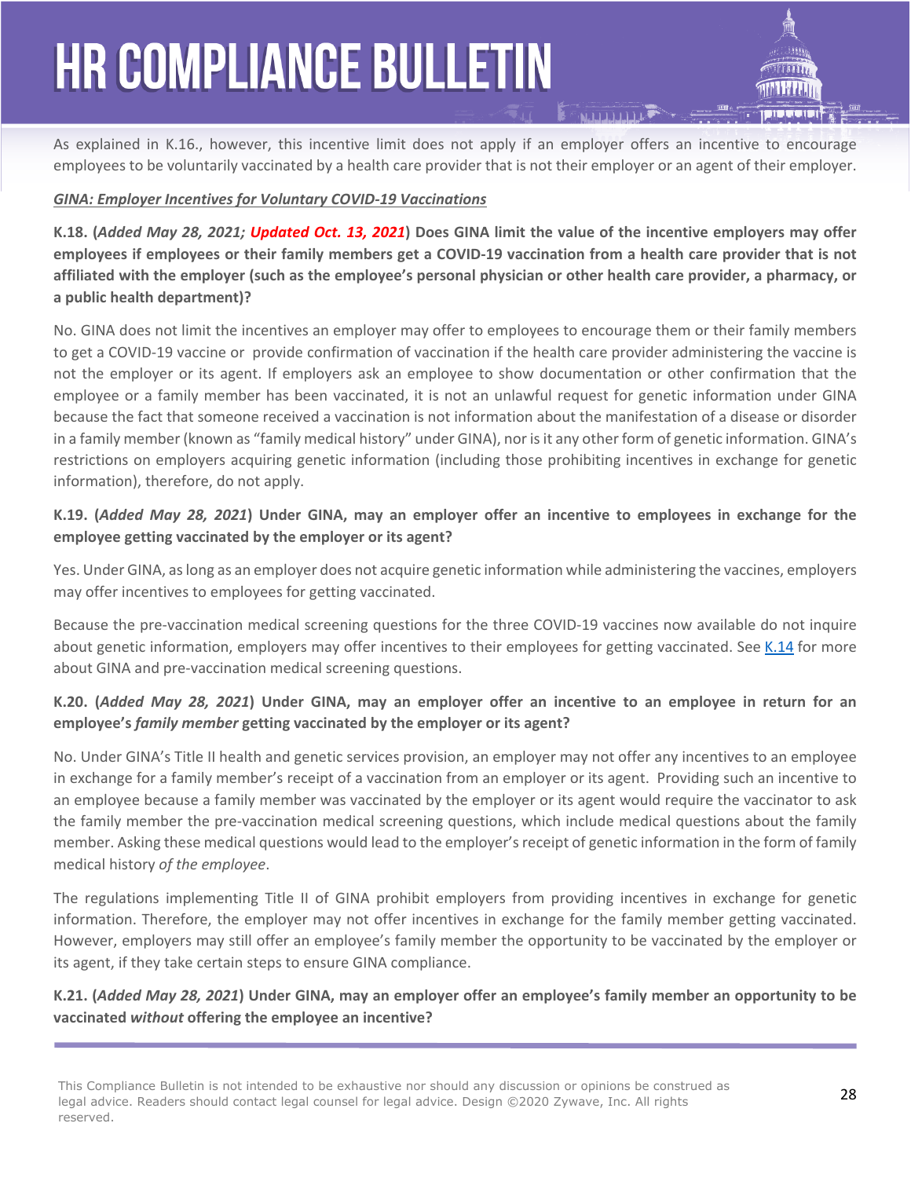As explained in K.16., however, this incentive limit does not apply if an employer offers an incentive to encourage employees to be voluntarily vaccinated by a health care provider that is not their employer or an agent of their employer.

***GINA: Employer Incentives for Voluntary COVID-19 Vaccinations***

**K.18. (*Added May 28, 2021; Updated Oct. 13, 2021*) Does GINA limit the value of the incentive employers may offer employees if employees or their family members get a COVID-19 vaccination from a health care provider that is not affiliated with the employer (such as the employee's personal physician or other health care provider, a pharmacy, or a public health department)?**

No. GINA does not limit the incentives an employer may offer to employees to encourage them or their family members to get a COVID-19 vaccine or provide confirmation of vaccination if the health care provider administering the vaccine is not the employer or its agent. If employers ask an employee to show documentation or other confirmation that the employee or a family member has been vaccinated, it is not an unlawful request for genetic information under GINA because the fact that someone received a vaccination is not information about the manifestation of a disease or disorder in a family member (known as "family medical history" under GINA), nor is it any other form of genetic information. GINA's restrictions on employers acquiring genetic information (including those prohibiting incentives in exchange for genetic information), therefore, do not apply.

**K.19. (*Added May 28, 2021*) Under GINA, may an employer offer an incentive to employees in exchange for the employee getting vaccinated by the employer or its agent?**

Yes. Under GINA, as long as an employer does not acquire genetic information while administering the vaccines, employers may offer incentives to employees for getting vaccinated.

Because the pre-vaccination medical screening questions for the three COVID-19 vaccines now available do not inquire about genetic information, employers may offer incentives to their employees for getting vaccinated. See K.14 for more about GINA and pre-vaccination medical screening questions.

**K.20. (*Added May 28, 2021*) Under GINA, may an employer offer an incentive to an employee in return for an employee's *family member* getting vaccinated by the employer or its agent?**

No. Under GINA's Title II health and genetic services provision, an employer may not offer any incentives to an employee in exchange for a family member's receipt of a vaccination from an employer or its agent. Providing such an incentive to an employee because a family member was vaccinated by the employer or its agent would require the vaccinator to ask the family member the pre-vaccination medical screening questions, which include medical questions about the family member. Asking these medical questions would lead to the employer's receipt of genetic information in the form of family medical history *of the employee*.

The regulations implementing Title II of GINA prohibit employers from providing incentives in exchange for genetic information. Therefore, the employer may not offer incentives in exchange for the family member getting vaccinated. However, employers may still offer an employee's family member the opportunity to be vaccinated by the employer or its agent, if they take certain steps to ensure GINA compliance.

**K.21. (*Added May 28, 2021*) Under GINA, may an employer offer an employee's family member an opportunity to be vaccinated *without* offering the employee an incentive?**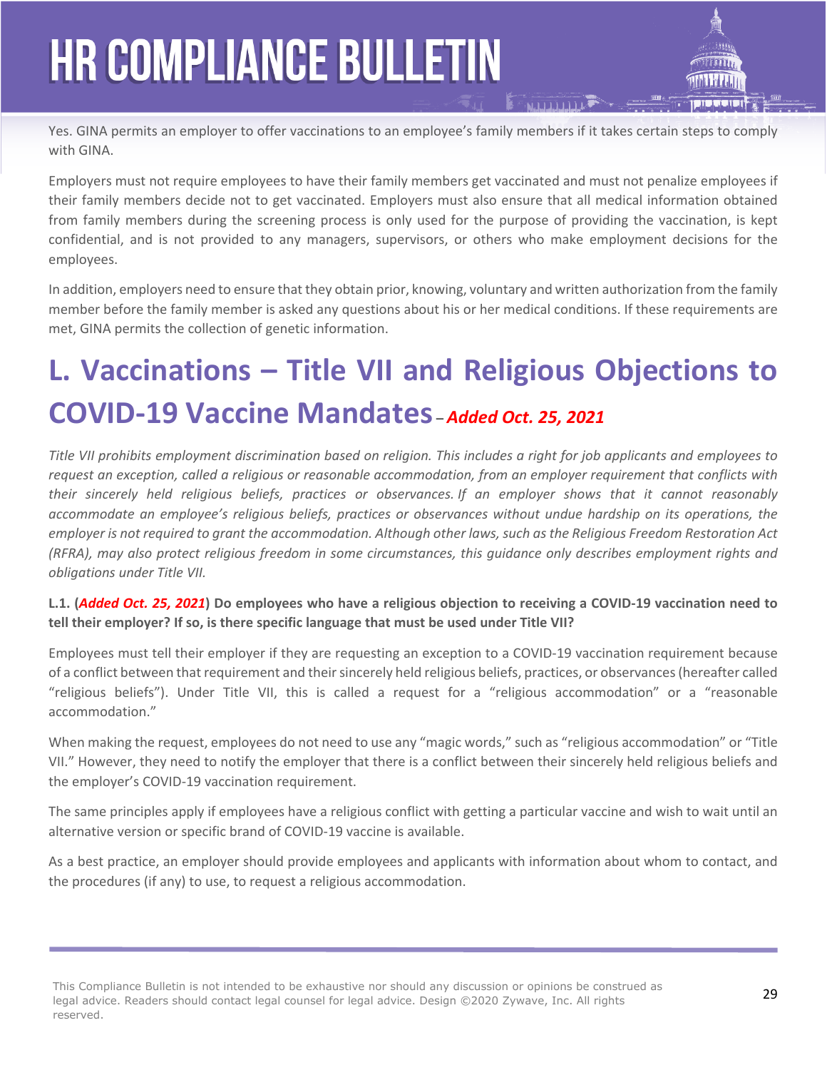Yes. GINA permits an employer to offer vaccinations to an employee's family members if it takes certain steps to comply with GINA.

Employers must not require employees to have their family members get vaccinated and must not penalize employees if their family members decide not to get vaccinated. Employers must also ensure that all medical information obtained from family members during the screening process is only used for the purpose of providing the vaccination, is kept confidential, and is not provided to any managers, supervisors, or others who make employment decisions for the employees.

In addition, employers need to ensure that they obtain prior, knowing, voluntary and written authorization from the family member before the family member is asked any questions about his or her medical conditions. If these requirements are met, GINA permits the collection of genetic information.

# L. Vaccinations – Title VII and Religious Objections to COVID-19 Vaccine Mandates – *Added Oct. 25, 2021*

*Title VII prohibits employment discrimination based on religion. This includes a right for job applicants and employees to request an exception, called a religious or reasonable accommodation, from an employer requirement that conflicts with their sincerely held religious beliefs, practices or observances. If an employer shows that it cannot reasonably accommodate an employee's religious beliefs, practices or observances without undue hardship on its operations, the employer is not required to grant the accommodation. Although other laws, such as the Religious Freedom Restoration Act (RFRA), may also protect religious freedom in some circumstances, this guidance only describes employment rights and obligations under Title VII.*

**L.1. (*Added Oct. 25, 2021*) Do employees who have a religious objection to receiving a COVID-19 vaccination need to tell their employer? If so, is there specific language that must be used under Title VII?**

Employees must tell their employer if they are requesting an exception to a COVID-19 vaccination requirement because of a conflict between that requirement and their sincerely held religious beliefs, practices, or observances (hereafter called "religious beliefs"). Under Title VII, this is called a request for a "religious accommodation" or a "reasonable accommodation."

When making the request, employees do not need to use any "magic words," such as "religious accommodation" or "Title VII." However, they need to notify the employer that there is a conflict between their sincerely held religious beliefs and the employer's COVID-19 vaccination requirement.

The same principles apply if employees have a religious conflict with getting a particular vaccine and wish to wait until an alternative version or specific brand of COVID-19 vaccine is available.

As a best practice, an employer should provide employees and applicants with information about whom to contact, and the procedures (if any) to use, to request a religious accommodation.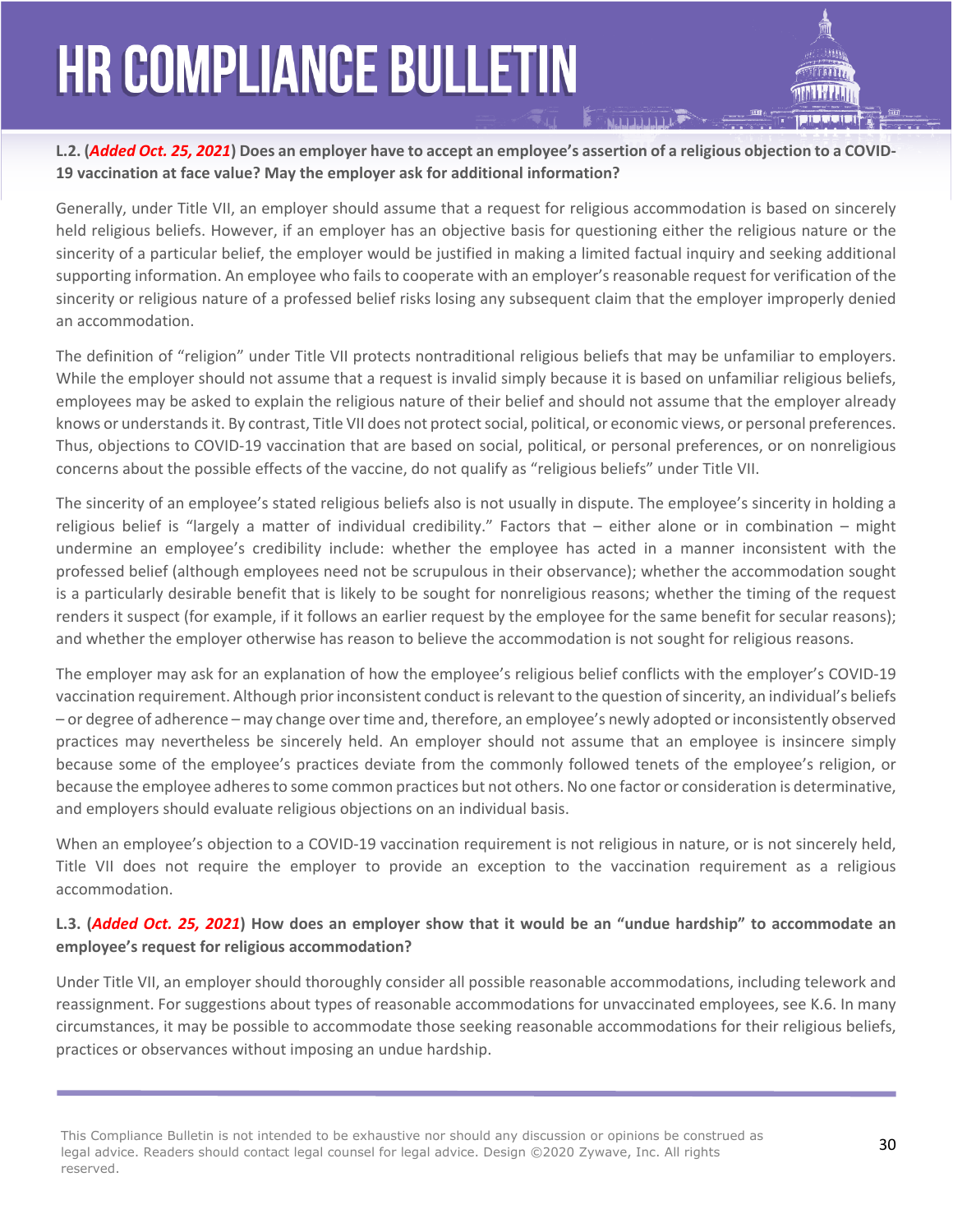**L.2. (*Added Oct. 25, 2021*) Does an employer have to accept an employee's assertion of a religious objection to a COVID-19 vaccination at face value? May the employer ask for additional information?**

Generally, under Title VII, an employer should assume that a request for religious accommodation is based on sincerely held religious beliefs. However, if an employer has an objective basis for questioning either the religious nature or the sincerity of a particular belief, the employer would be justified in making a limited factual inquiry and seeking additional supporting information. An employee who fails to cooperate with an employer's reasonable request for verification of the sincerity or religious nature of a professed belief risks losing any subsequent claim that the employer improperly denied an accommodation.

The definition of "religion" under Title VII protects nontraditional religious beliefs that may be unfamiliar to employers. While the employer should not assume that a request is invalid simply because it is based on unfamiliar religious beliefs, employees may be asked to explain the religious nature of their belief and should not assume that the employer already knows or understands it. By contrast, Title VII does not protect social, political, or economic views, or personal preferences. Thus, objections to COVID-19 vaccination that are based on social, political, or personal preferences, or on nonreligious concerns about the possible effects of the vaccine, do not qualify as "religious beliefs" under Title VII.

The sincerity of an employee's stated religious beliefs also is not usually in dispute. The employee's sincerity in holding a religious belief is "largely a matter of individual credibility." Factors that – either alone or in combination – might undermine an employee's credibility include: whether the employee has acted in a manner inconsistent with the professed belief (although employees need not be scrupulous in their observance); whether the accommodation sought is a particularly desirable benefit that is likely to be sought for nonreligious reasons; whether the timing of the request renders it suspect (for example, if it follows an earlier request by the employee for the same benefit for secular reasons); and whether the employer otherwise has reason to believe the accommodation is not sought for religious reasons.

The employer may ask for an explanation of how the employee's religious belief conflicts with the employer's COVID-19 vaccination requirement. Although prior inconsistent conduct is relevant to the question of sincerity, an individual's beliefs – or degree of adherence – may change over time and, therefore, an employee's newly adopted or inconsistently observed practices may nevertheless be sincerely held. An employer should not assume that an employee is insincere simply because some of the employee's practices deviate from the commonly followed tenets of the employee's religion, or because the employee adheres to some common practices but not others. No one factor or consideration is determinative, and employers should evaluate religious objections on an individual basis.

When an employee's objection to a COVID-19 vaccination requirement is not religious in nature, or is not sincerely held, Title VII does not require the employer to provide an exception to the vaccination requirement as a religious accommodation.

**L.3. (*Added Oct. 25, 2021*) How does an employer show that it would be an "undue hardship" to accommodate an employee's request for religious accommodation?**

Under Title VII, an employer should thoroughly consider all possible reasonable accommodations, including telework and reassignment. For suggestions about types of reasonable accommodations for unvaccinated employees, see K.6. In many circumstances, it may be possible to accommodate those seeking reasonable accommodations for their religious beliefs, practices or observances without imposing an undue hardship.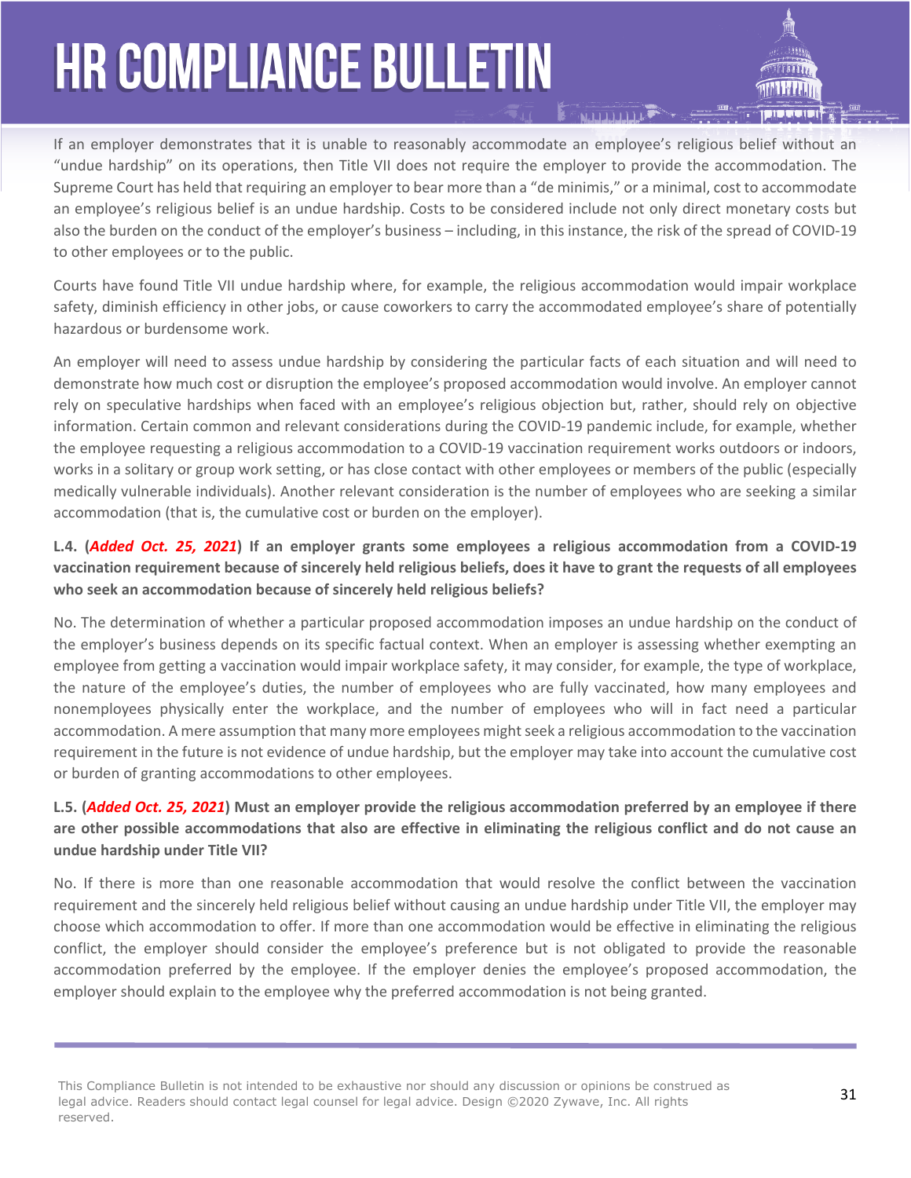If an employer demonstrates that it is unable to reasonably accommodate an employee's religious belief without an "undue hardship" on its operations, then Title VII does not require the employer to provide the accommodation. The Supreme Court has held that requiring an employer to bear more than a "de minimis," or a minimal, cost to accommodate an employee's religious belief is an undue hardship. Costs to be considered include not only direct monetary costs but also the burden on the conduct of the employer's business – including, in this instance, the risk of the spread of COVID-19 to other employees or to the public.

Courts have found Title VII undue hardship where, for example, the religious accommodation would impair workplace safety, diminish efficiency in other jobs, or cause coworkers to carry the accommodated employee's share of potentially hazardous or burdensome work.

An employer will need to assess undue hardship by considering the particular facts of each situation and will need to demonstrate how much cost or disruption the employee's proposed accommodation would involve. An employer cannot rely on speculative hardships when faced with an employee's religious objection but, rather, should rely on objective information. Certain common and relevant considerations during the COVID-19 pandemic include, for example, whether the employee requesting a religious accommodation to a COVID-19 vaccination requirement works outdoors or indoors, works in a solitary or group work setting, or has close contact with other employees or members of the public (especially medically vulnerable individuals). Another relevant consideration is the number of employees who are seeking a similar accommodation (that is, the cumulative cost or burden on the employer).

**L.4. (*Added Oct. 25, 2021*) If an employer grants some employees a religious accommodation from a COVID-19 vaccination requirement because of sincerely held religious beliefs, does it have to grant the requests of all employees who seek an accommodation because of sincerely held religious beliefs?**

No. The determination of whether a particular proposed accommodation imposes an undue hardship on the conduct of the employer's business depends on its specific factual context. When an employer is assessing whether exempting an employee from getting a vaccination would impair workplace safety, it may consider, for example, the type of workplace, the nature of the employee's duties, the number of employees who are fully vaccinated, how many employees and nonemployees physically enter the workplace, and the number of employees who will in fact need a particular accommodation. A mere assumption that many more employees might seek a religious accommodation to the vaccination requirement in the future is not evidence of undue hardship, but the employer may take into account the cumulative cost or burden of granting accommodations to other employees.

**L.5. (*Added Oct. 25, 2021*) Must an employer provide the religious accommodation preferred by an employee if there are other possible accommodations that also are effective in eliminating the religious conflict and do not cause an undue hardship under Title VII?**

No. If there is more than one reasonable accommodation that would resolve the conflict between the vaccination requirement and the sincerely held religious belief without causing an undue hardship under Title VII, the employer may choose which accommodation to offer. If more than one accommodation would be effective in eliminating the religious conflict, the employer should consider the employee's preference but is not obligated to provide the reasonable accommodation preferred by the employee. If the employer denies the employee's proposed accommodation, the employer should explain to the employee why the preferred accommodation is not being granted.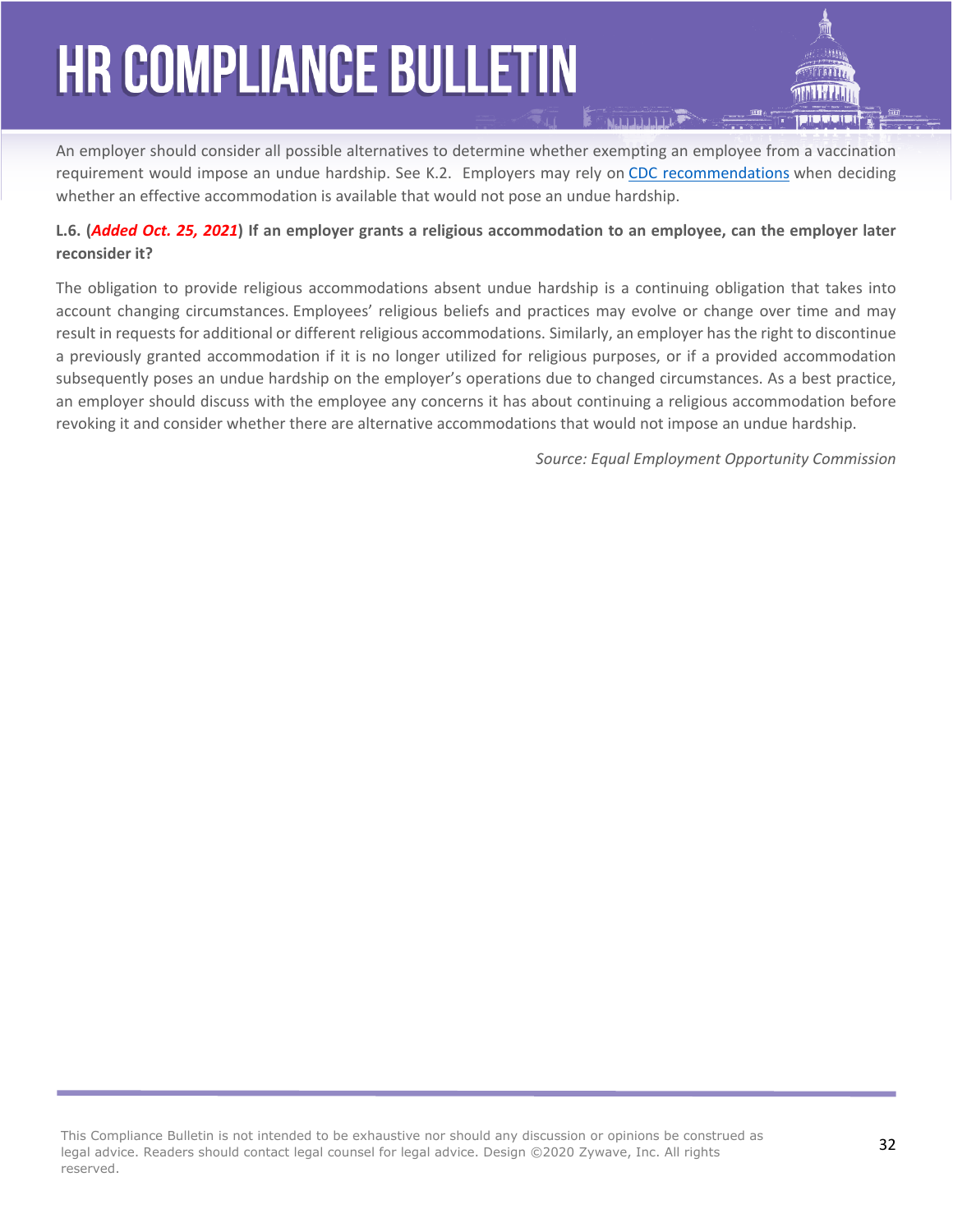An employer should consider all possible alternatives to determine whether exempting an employee from a vaccination requirement would impose an undue hardship. See K.2. Employers may rely on [CDC recommendations](#) when deciding whether an effective accommodation is available that would not pose an undue hardship.

**L.6. (*Added Oct. 25, 2021*) If an employer grants a religious accommodation to an employee, can the employer later reconsider it?**

The obligation to provide religious accommodations absent undue hardship is a continuing obligation that takes into account changing circumstances. Employees' religious beliefs and practices may evolve or change over time and may result in requests for additional or different religious accommodations. Similarly, an employer has the right to discontinue a previously granted accommodation if it is no longer utilized for religious purposes, or if a provided accommodation subsequently poses an undue hardship on the employer's operations due to changed circumstances. As a best practice, an employer should discuss with the employee any concerns it has about continuing a religious accommodation before revoking it and consider whether there are alternative accommodations that would not impose an undue hardship.

*Source: Equal Employment Opportunity Commission*